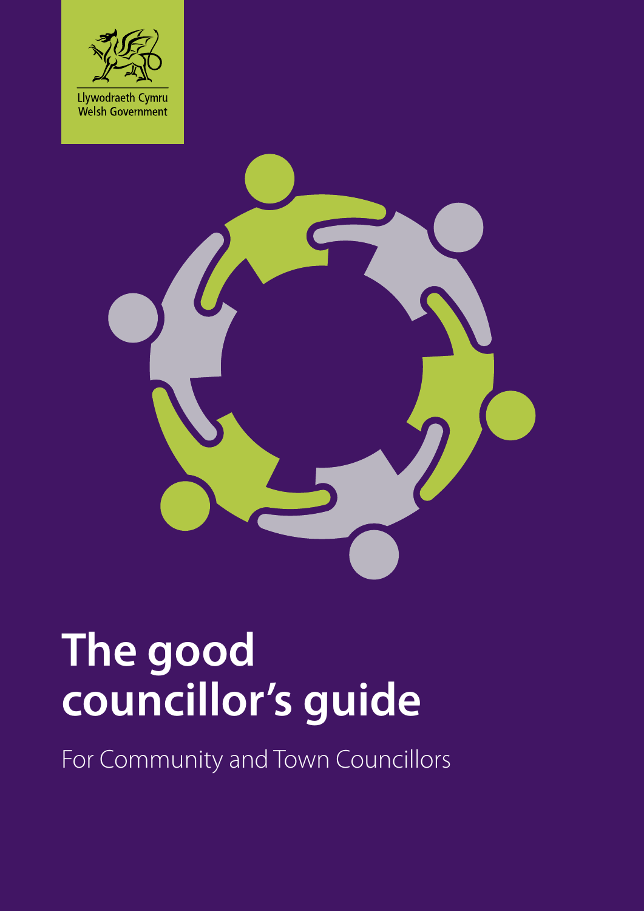Llywodraeth Cymru
Welsh Government

# The good councillor's guide

For Community and Town Councillors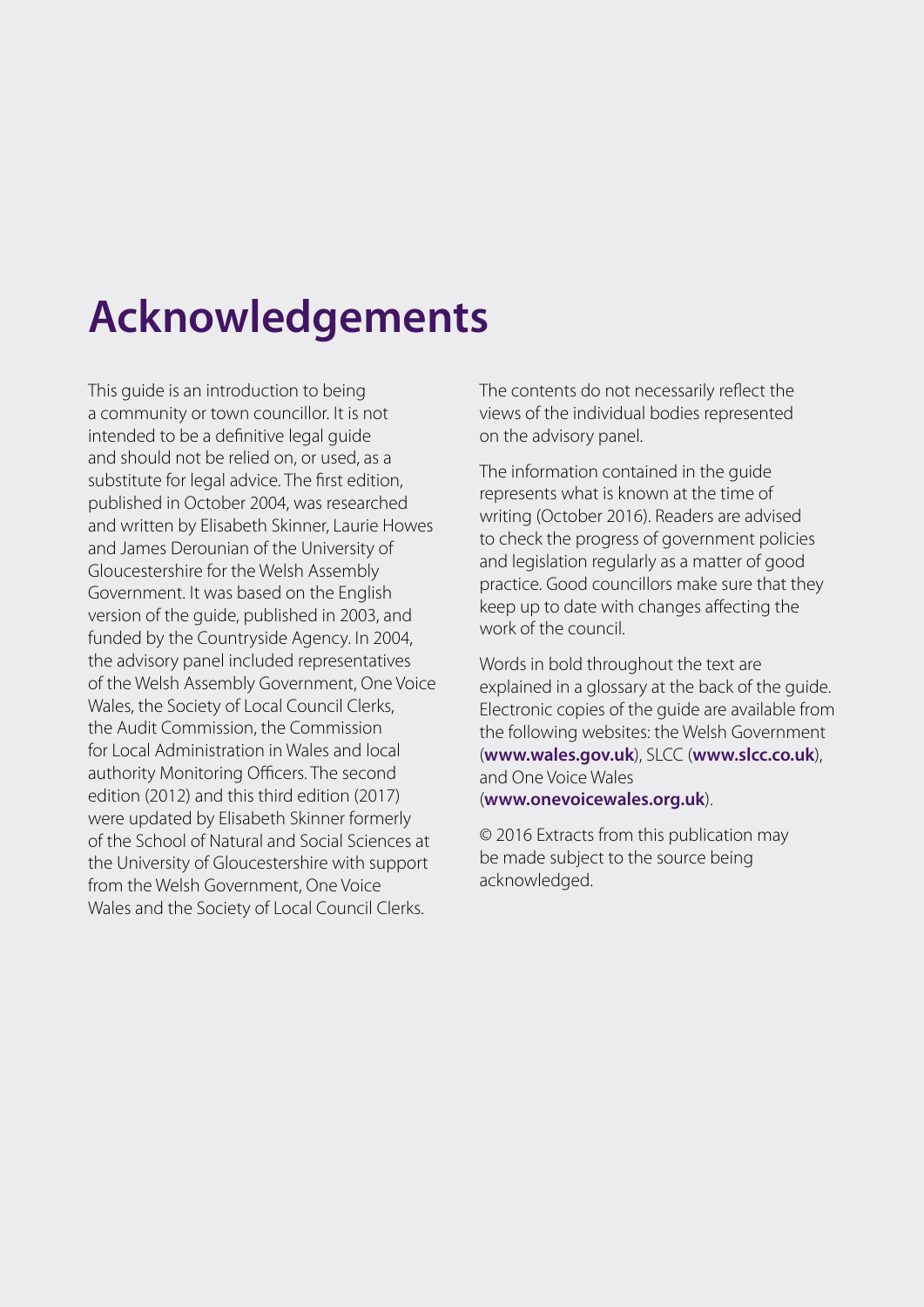# Acknowledgements

This guide is an introduction to being a community or town councillor. It is not intended to be a definitive legal guide and should not be relied on, or used, as a substitute for legal advice. The first edition, published in October 2004, was researched and written by Elisabeth Skinner, Laurie Howes and James Derounian of the University of Gloucestershire for the Welsh Assembly Government. It was based on the English version of the guide, published in 2003, and funded by the Countryside Agency. In 2004, the advisory panel included representatives of the Welsh Assembly Government, One Voice Wales, the Society of Local Council Clerks, the Audit Commission, the Commission for Local Administration in Wales and local authority Monitoring Officers. The second edition (2012) and this third edition (2017) were updated by Elisabeth Skinner formerly of the School of Natural and Social Sciences at the University of Gloucestershire with support from the Welsh Government, One Voice Wales and the Society of Local Council Clerks.

The contents do not necessarily reflect the views of the individual bodies represented on the advisory panel.

The information contained in the guide represents what is known at the time of writing (October 2016). Readers are advised to check the progress of government policies and legislation regularly as a matter of good practice. Good councillors make sure that they keep up to date with changes affecting the work of the council.

Words in bold throughout the text are explained in a glossary at the back of the guide. Electronic copies of the guide are available from the following websites: the Welsh Government (**www.wales.gov.uk**), SLCC (**www.slcc.co.uk**), and One Voice Wales (**www.onevoicewales.org.uk**).

© 2016 Extracts from this publication may be made subject to the source being acknowledged.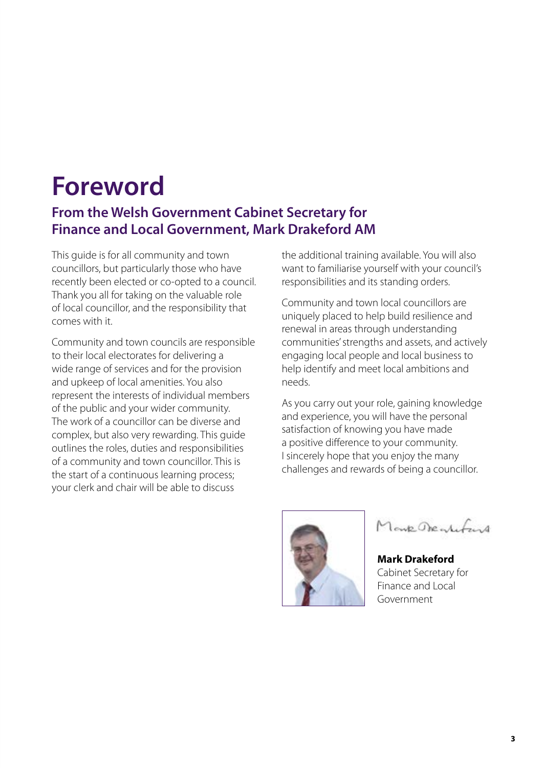# Foreword

## From the Welsh Government Cabinet Secretary for Finance and Local Government, Mark Drakeford AM

This guide is for all community and town councillors, but particularly those who have recently been elected or co-opted to a council. Thank you all for taking on the valuable role of local councillor, and the responsibility that comes with it.

Community and town councils are responsible to their local electorates for delivering a wide range of services and for the provision and upkeep of local amenities. You also represent the interests of individual members of the public and your wider community. The work of a councillor can be diverse and complex, but also very rewarding. This guide outlines the roles, duties and responsibilities of a community and town councillor. This is the start of a continuous learning process; your clerk and chair will be able to discuss the additional training available. You will also want to familiarise yourself with your council's responsibilities and its standing orders.

Community and town local councillors are uniquely placed to help build resilience and renewal in areas through understanding communities' strengths and assets, and actively engaging local people and local business to help identify and meet local ambitions and needs.

As you carry out your role, gaining knowledge and experience, you will have the personal satisfaction of knowing you have made a positive difference to your community. I sincerely hope that you enjoy the many challenges and rewards of being a councillor.

**Mark Drakeford**
Cabinet Secretary for Finance and Local Government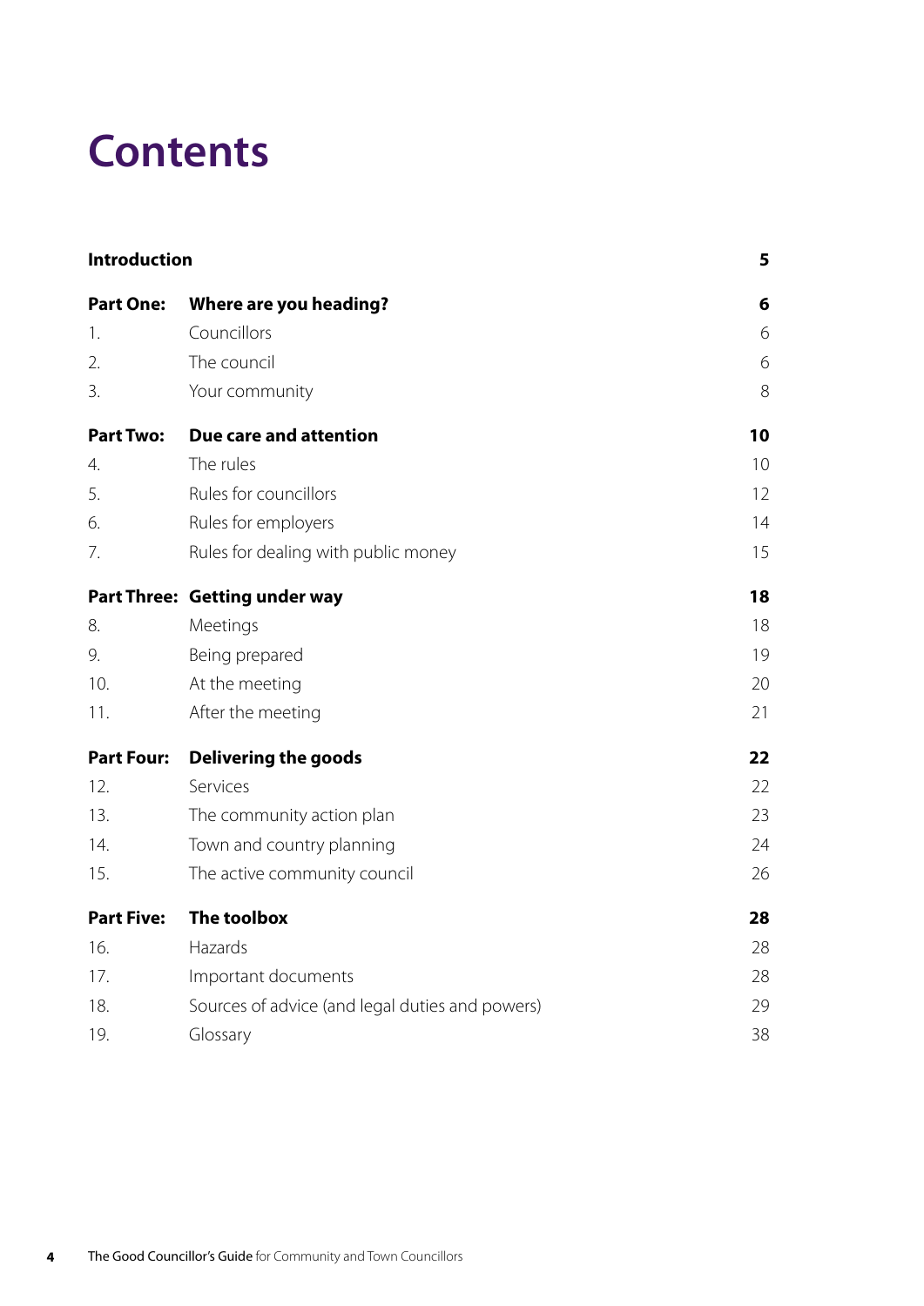# Contents

| | | |
|---|---|---|
| **Introduction** | | **5** |
| **Part One:** | **Where are you heading?** | **6** |
| 1. | Councillors | 6 |
| 2. | The council | 6 |
| 3. | Your community | 8 |
| **Part Two:** | **Due care and attention** | **10** |
| 4. | The rules | 10 |
| 5. | Rules for councillors | 12 |
| 6. | Rules for employers | 14 |
| 7. | Rules for dealing with public money | 15 |
| **Part Three:** | **Getting under way** | **18** |
| 8. | Meetings | 18 |
| 9. | Being prepared | 19 |
| 10. | At the meeting | 20 |
| 11. | After the meeting | 21 |
| **Part Four:** | **Delivering the goods** | **22** |
| 12. | Services | 22 |
| 13. | The community action plan | 23 |
| 14. | Town and country planning | 24 |
| 15. | The active community council | 26 |
| **Part Five:** | **The toolbox** | **28** |
| 16. | Hazards | 28 |
| 17. | Important documents | 28 |
| 18. | Sources of advice (and legal duties and powers) | 29 |
| 19. | Glossary | 38 |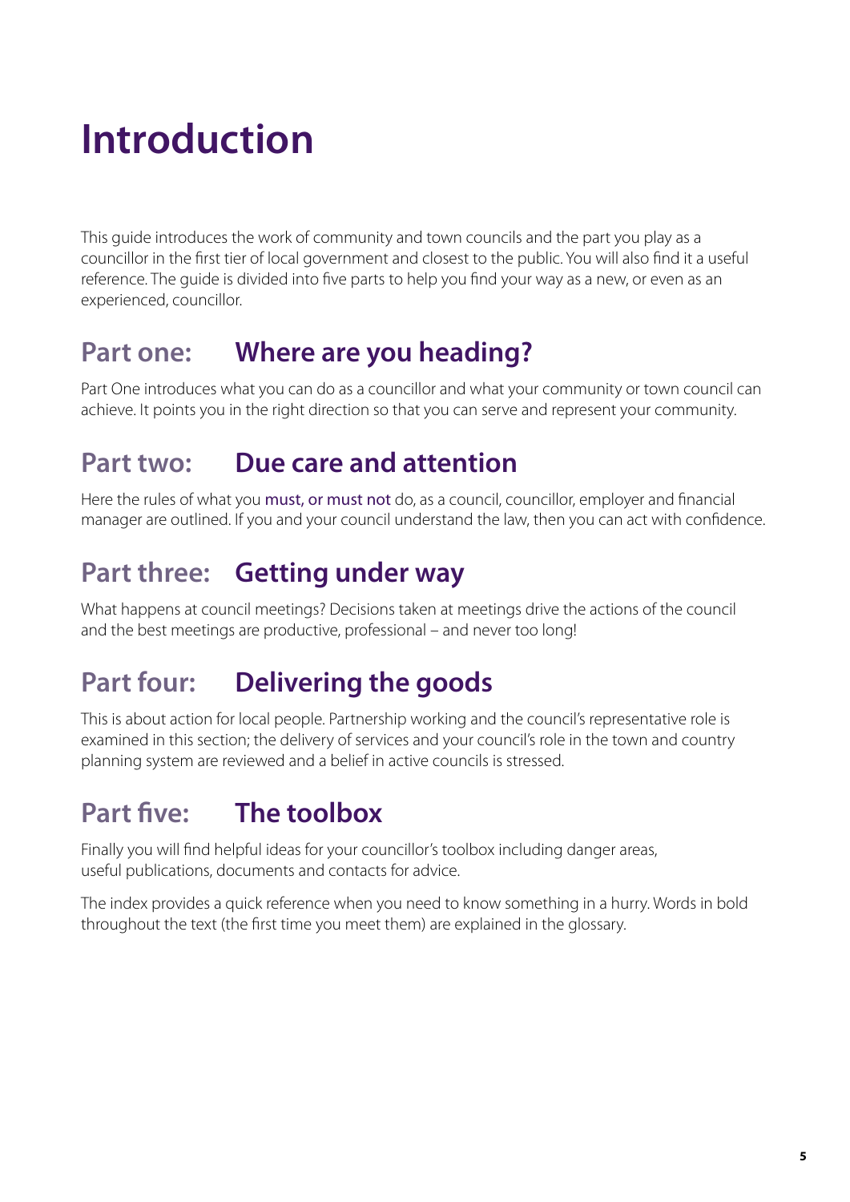# Introduction

This guide introduces the work of community and town councils and the part you play as a councillor in the first tier of local government and closest to the public. You will also find it a useful reference. The guide is divided into five parts to help you find your way as a new, or even as an experienced, councillor.

## Part one: Where are you heading?

Part One introduces what you can do as a councillor and what your community or town council can achieve. It points you in the right direction so that you can serve and represent your community.

## Part two: Due care and attention

Here the rules of what you must, or must not do, as a council, councillor, employer and financial manager are outlined. If you and your council understand the law, then you can act with confidence.

## Part three: Getting under way

What happens at council meetings? Decisions taken at meetings drive the actions of the council and the best meetings are productive, professional – and never too long!

## Part four: Delivering the goods

This is about action for local people. Partnership working and the council's representative role is examined in this section; the delivery of services and your council's role in the town and country planning system are reviewed and a belief in active councils is stressed.

## Part five: The toolbox

Finally you will find helpful ideas for your councillor's toolbox including danger areas, useful publications, documents and contacts for advice.

The index provides a quick reference when you need to know something in a hurry. Words in bold throughout the text (the first time you meet them) are explained in the glossary.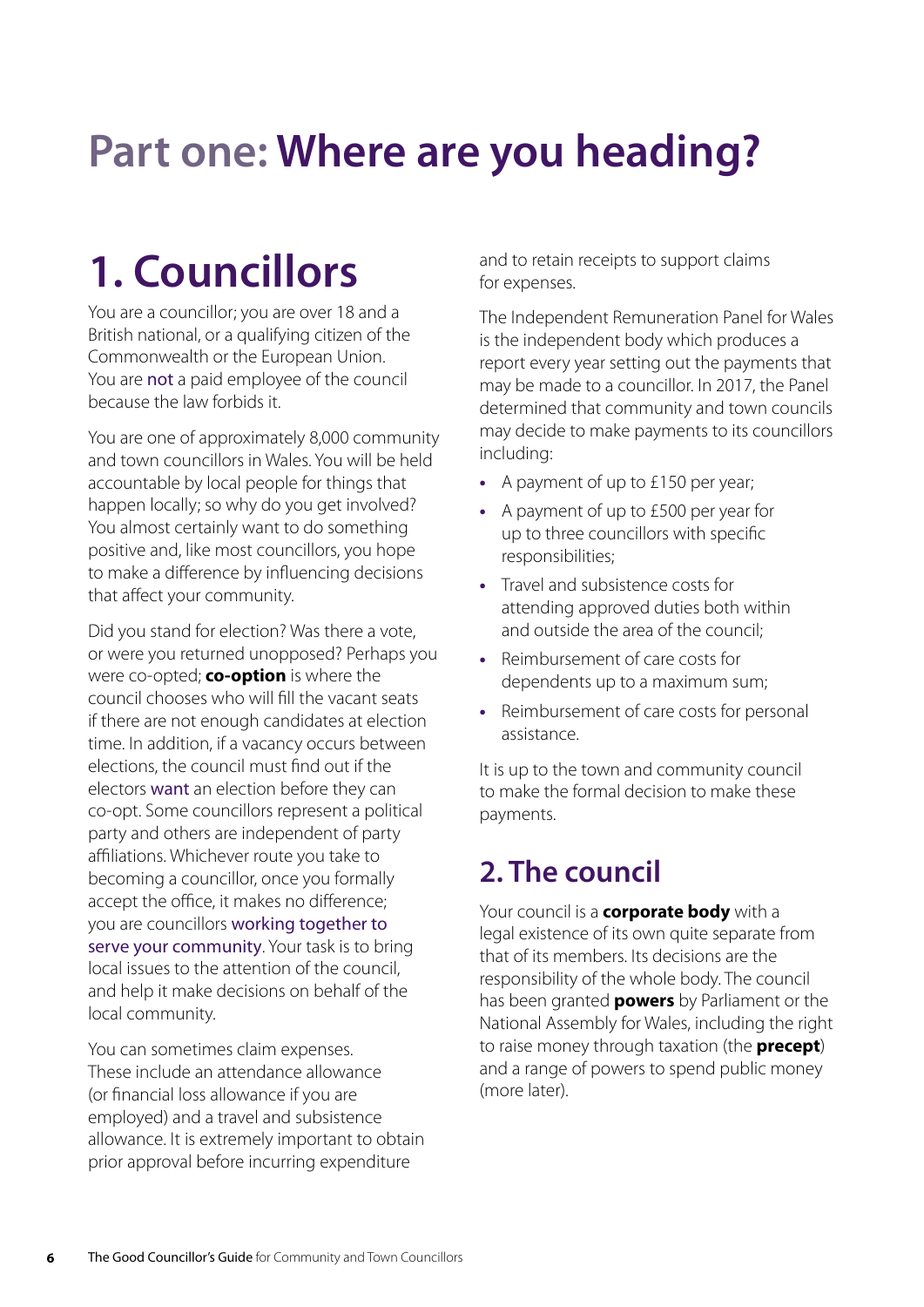# Part one: Where are you heading?

## 1. Councillors

You are a councillor; you are over 18 and a British national, or a qualifying citizen of the Commonwealth or the European Union. You are not a paid employee of the council because the law forbids it.

You are one of approximately 8,000 community and town councillors in Wales. You will be held accountable by local people for things that happen locally; so why do you get involved? You almost certainly want to do something positive and, like most councillors, you hope to make a difference by influencing decisions that affect your community.

Did you stand for election? Was there a vote, or were you returned unopposed? Perhaps you were co-opted; **co-option** is where the council chooses who will fill the vacant seats if there are not enough candidates at election time. In addition, if a vacancy occurs between elections, the council must find out if the electors want an election before they can co-opt. Some councillors represent a political party and others are independent of party affiliations. Whichever route you take to becoming a councillor, once you formally accept the office, it makes no difference; you are councillors working together to serve your community. Your task is to bring local issues to the attention of the council, and help it make decisions on behalf of the local community.

You can sometimes claim expenses. These include an attendance allowance (or financial loss allowance if you are employed) and a travel and subsistence allowance. It is extremely important to obtain prior approval before incurring expenditure and to retain receipts to support claims for expenses.

The Independent Remuneration Panel for Wales is the independent body which produces a report every year setting out the payments that may be made to a councillor. In 2017, the Panel determined that community and town councils may decide to make payments to its councillors including:

- A payment of up to £150 per year;
- A payment of up to £500 per year for up to three councillors with specific responsibilities;
- Travel and subsistence costs for attending approved duties both within and outside the area of the council;
- Reimbursement of care costs for dependents up to a maximum sum;
- Reimbursement of care costs for personal assistance.

It is up to the town and community council to make the formal decision to make these payments.

## 2. The council

Your council is a **corporate body** with a legal existence of its own quite separate from that of its members. Its decisions are the responsibility of the whole body. The council has been granted **powers** by Parliament or the National Assembly for Wales, including the right to raise money through taxation (the **precept**) and a range of powers to spend public money (more later).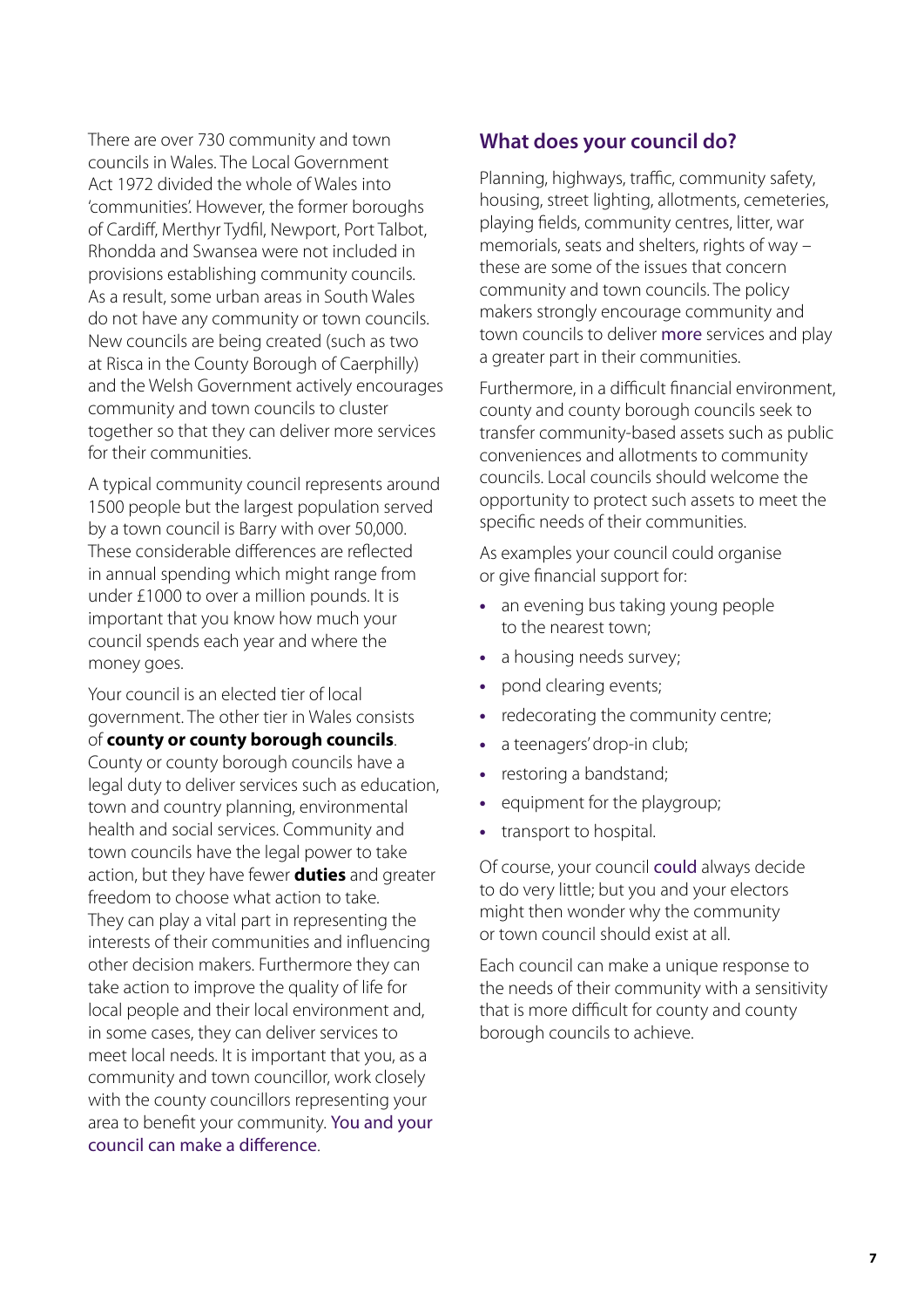There are over 730 community and town councils in Wales. The Local Government Act 1972 divided the whole of Wales into 'communities'. However, the former boroughs of Cardiff, Merthyr Tydfil, Newport, Port Talbot, Rhondda and Swansea were not included in provisions establishing community councils. As a result, some urban areas in South Wales do not have any community or town councils. New councils are being created (such as two at Risca in the County Borough of Caerphilly) and the Welsh Government actively encourages community and town councils to cluster together so that they can deliver more services for their communities.

A typical community council represents around 1500 people but the largest population served by a town council is Barry with over 50,000. These considerable differences are reflected in annual spending which might range from under £1000 to over a million pounds. It is important that you know how much your council spends each year and where the money goes.

Your council is an elected tier of local government. The other tier in Wales consists of **county or county borough councils**. County or county borough councils have a legal duty to deliver services such as education, town and country planning, environmental health and social services. Community and town councils have the legal power to take action, but they have fewer **duties** and greater freedom to choose what action to take. They can play a vital part in representing the interests of their communities and influencing other decision makers. Furthermore they can take action to improve the quality of life for local people and their local environment and, in some cases, they can deliver services to meet local needs. It is important that you, as a community and town councillor, work closely with the county councillors representing your area to benefit your community. You and your council can make a difference.

## What does your council do?

Planning, highways, traffic, community safety, housing, street lighting, allotments, cemeteries, playing fields, community centres, litter, war memorials, seats and shelters, rights of way – these are some of the issues that concern community and town councils. The policy makers strongly encourage community and town councils to deliver more services and play a greater part in their communities.

Furthermore, in a difficult financial environment, county and county borough councils seek to transfer community-based assets such as public conveniences and allotments to community councils. Local councils should welcome the opportunity to protect such assets to meet the specific needs of their communities.

As examples your council could organise or give financial support for:

- an evening bus taking young people to the nearest town;
- a housing needs survey;
- pond clearing events;
- redecorating the community centre;
- a teenagers' drop-in club;
- restoring a bandstand;
- equipment for the playgroup;
- transport to hospital.

Of course, your council could always decide to do very little; but you and your electors might then wonder why the community or town council should exist at all.

Each council can make a unique response to the needs of their community with a sensitivity that is more difficult for county and county borough councils to achieve.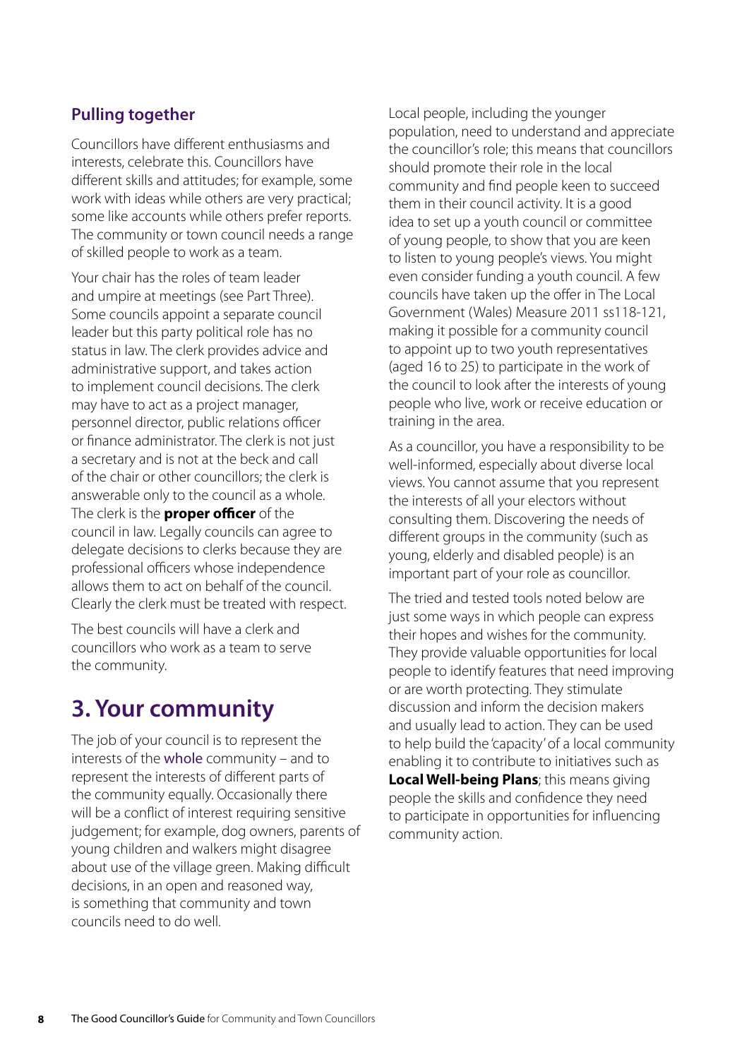### Pulling together

Councillors have different enthusiasms and interests, celebrate this. Councillors have different skills and attitudes; for example, some work with ideas while others are very practical; some like accounts while others prefer reports. The community or town council needs a range of skilled people to work as a team.

Your chair has the roles of team leader and umpire at meetings (see Part Three). Some councils appoint a separate council leader but this party political role has no status in law. The clerk provides advice and administrative support, and takes action to implement council decisions. The clerk may have to act as a project manager, personnel director, public relations officer or finance administrator. The clerk is not just a secretary and is not at the beck and call of the chair or other councillors; the clerk is answerable only to the council as a whole. The clerk is the **proper officer** of the council in law. Legally councils can agree to delegate decisions to clerks because they are professional officers whose independence allows them to act on behalf of the council. Clearly the clerk must be treated with respect.

The best councils will have a clerk and councillors who work as a team to serve the community.

## 3. Your community

The job of your council is to represent the interests of the whole community – and to represent the interests of different parts of the community equally. Occasionally there will be a conflict of interest requiring sensitive judgement; for example, dog owners, parents of young children and walkers might disagree about use of the village green. Making difficult decisions, in an open and reasoned way, is something that community and town councils need to do well.

Local people, including the younger population, need to understand and appreciate the councillor's role; this means that councillors should promote their role in the local community and find people keen to succeed them in their council activity. It is a good idea to set up a youth council or committee of young people, to show that you are keen to listen to young people's views. You might even consider funding a youth council. A few councils have taken up the offer in The Local Government (Wales) Measure 2011 ss118-121, making it possible for a community council to appoint up to two youth representatives (aged 16 to 25) to participate in the work of the council to look after the interests of young people who live, work or receive education or training in the area.

As a councillor, you have a responsibility to be well-informed, especially about diverse local views. You cannot assume that you represent the interests of all your electors without consulting them. Discovering the needs of different groups in the community (such as young, elderly and disabled people) is an important part of your role as councillor.

The tried and tested tools noted below are just some ways in which people can express their hopes and wishes for the community. They provide valuable opportunities for local people to identify features that need improving or are worth protecting. They stimulate discussion and inform the decision makers and usually lead to action. They can be used to help build the 'capacity' of a local community enabling it to contribute to initiatives such as **Local Well-being Plans**; this means giving people the skills and confidence they need to participate in opportunities for influencing community action.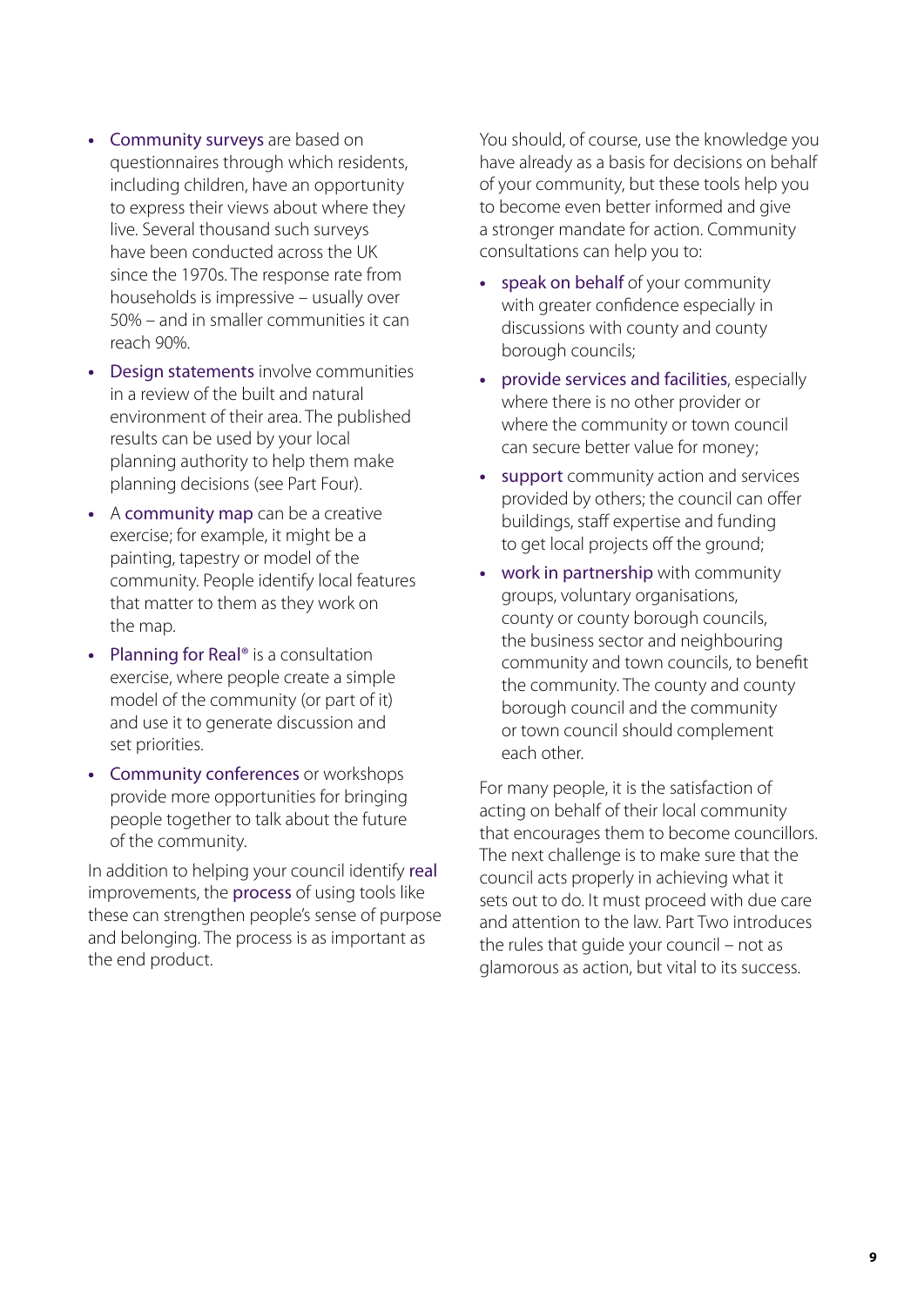- Community surveys are based on questionnaires through which residents, including children, have an opportunity to express their views about where they live. Several thousand such surveys have been conducted across the UK since the 1970s. The response rate from households is impressive – usually over 50% – and in smaller communities it can reach 90%.
- Design statements involve communities in a review of the built and natural environment of their area. The published results can be used by your local planning authority to help them make planning decisions (see Part Four).
- A community map can be a creative exercise; for example, it might be a painting, tapestry or model of the community. People identify local features that matter to them as they work on the map.
- Planning for Real® is a consultation exercise, where people create a simple model of the community (or part of it) and use it to generate discussion and set priorities.
- Community conferences or workshops provide more opportunities for bringing people together to talk about the future of the community.

In addition to helping your council identify real improvements, the process of using tools like these can strengthen people's sense of purpose and belonging. The process is as important as the end product.

You should, of course, use the knowledge you have already as a basis for decisions on behalf of your community, but these tools help you to become even better informed and give a stronger mandate for action. Community consultations can help you to:

- speak on behalf of your community with greater confidence especially in discussions with county and county borough councils;
- provide services and facilities, especially where there is no other provider or where the community or town council can secure better value for money;
- support community action and services provided by others; the council can offer buildings, staff expertise and funding to get local projects off the ground;
- work in partnership with community groups, voluntary organisations, county or county borough councils, the business sector and neighbouring community and town councils, to benefit the community. The county and county borough council and the community or town council should complement each other.

For many people, it is the satisfaction of acting on behalf of their local community that encourages them to become councillors. The next challenge is to make sure that the council acts properly in achieving what it sets out to do. It must proceed with due care and attention to the law. Part Two introduces the rules that guide your council – not as glamorous as action, but vital to its success.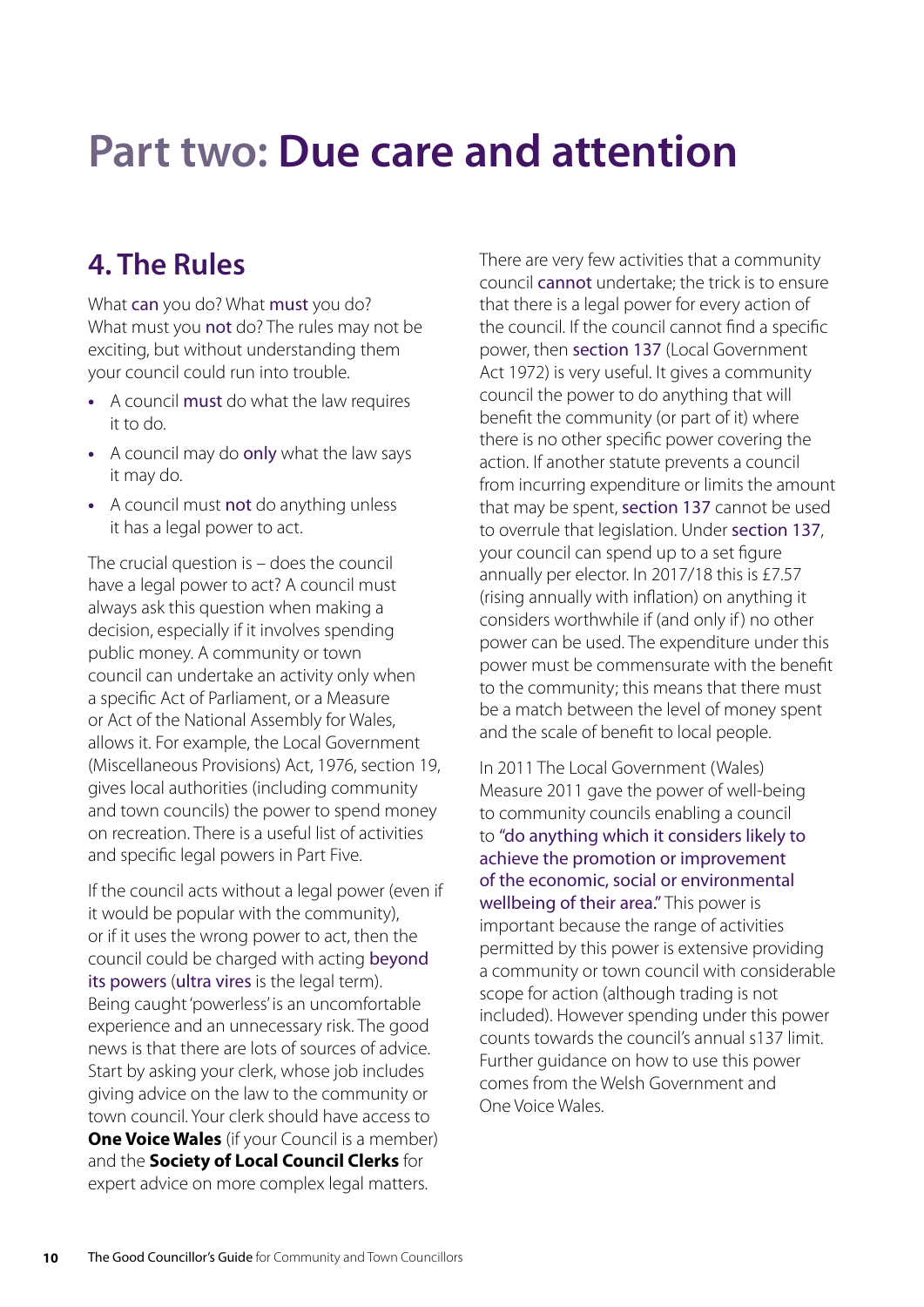# Part two: Due care and attention

## 4. The Rules

What can you do? What must you do? What must you not do? The rules may not be exciting, but without understanding them your council could run into trouble.

- A council must do what the law requires it to do.
- A council may do only what the law says it may do.
- A council must not do anything unless it has a legal power to act.

The crucial question is – does the council have a legal power to act? A council must always ask this question when making a decision, especially if it involves spending public money. A community or town council can undertake an activity only when a specific Act of Parliament, or a Measure or Act of the National Assembly for Wales, allows it. For example, the Local Government (Miscellaneous Provisions) Act, 1976, section 19, gives local authorities (including community and town councils) the power to spend money on recreation. There is a useful list of activities and specific legal powers in Part Five.

If the council acts without a legal power (even if it would be popular with the community), or if it uses the wrong power to act, then the council could be charged with acting beyond its powers (ultra vires is the legal term). Being caught 'powerless' is an uncomfortable experience and an unnecessary risk. The good news is that there are lots of sources of advice. Start by asking your clerk, whose job includes giving advice on the law to the community or town council. Your clerk should have access to **One Voice Wales** (if your Council is a member) and the **Society of Local Council Clerks** for expert advice on more complex legal matters.

There are very few activities that a community council cannot undertake; the trick is to ensure that there is a legal power for every action of the council. If the council cannot find a specific power, then section 137 (Local Government Act 1972) is very useful. It gives a community council the power to do anything that will benefit the community (or part of it) where there is no other specific power covering the action. If another statute prevents a council from incurring expenditure or limits the amount that may be spent, section 137 cannot be used to overrule that legislation. Under section 137, your council can spend up to a set figure annually per elector. In 2017/18 this is £7.57 (rising annually with inflation) on anything it considers worthwhile if (and only if) no other power can be used. The expenditure under this power must be commensurate with the benefit to the community; this means that there must be a match between the level of money spent and the scale of benefit to local people.

In 2011 The Local Government (Wales) Measure 2011 gave the power of well-being to community councils enabling a council to "do anything which it considers likely to achieve the promotion or improvement of the economic, social or environmental wellbeing of their area." This power is important because the range of activities permitted by this power is extensive providing a community or town council with considerable scope for action (although trading is not included). However spending under this power counts towards the council's annual s137 limit. Further guidance on how to use this power comes from the Welsh Government and One Voice Wales.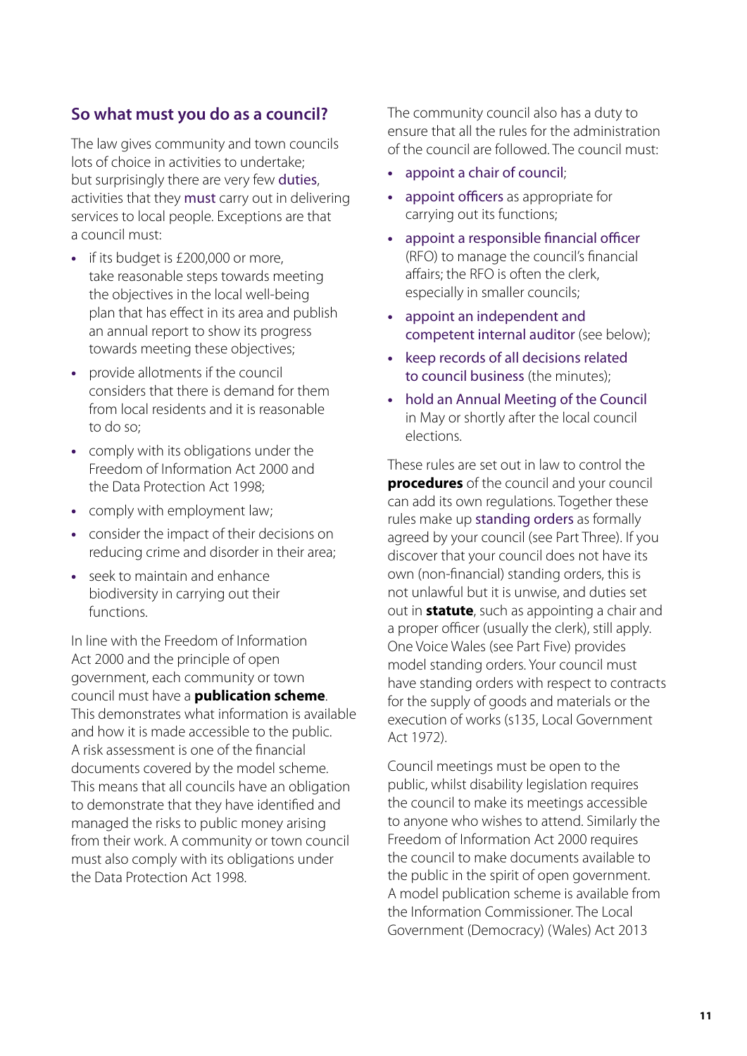## So what must you do as a council?

The law gives community and town councils lots of choice in activities to undertake; but surprisingly there are very few duties, activities that they must carry out in delivering services to local people. Exceptions are that a council must:

- if its budget is £200,000 or more, take reasonable steps towards meeting the objectives in the local well-being plan that has effect in its area and publish an annual report to show its progress towards meeting these objectives;
- provide allotments if the council considers that there is demand for them from local residents and it is reasonable to do so;
- comply with its obligations under the Freedom of Information Act 2000 and the Data Protection Act 1998;
- comply with employment law;
- consider the impact of their decisions on reducing crime and disorder in their area;
- seek to maintain and enhance biodiversity in carrying out their functions.

In line with the Freedom of Information Act 2000 and the principle of open government, each community or town council must have a **publication scheme**. This demonstrates what information is available and how it is made accessible to the public. A risk assessment is one of the financial documents covered by the model scheme. This means that all councils have an obligation to demonstrate that they have identified and managed the risks to public money arising from their work. A community or town council must also comply with its obligations under the Data Protection Act 1998.

The community council also has a duty to ensure that all the rules for the administration of the council are followed. The council must:

- appoint a chair of council;
- appoint officers as appropriate for carrying out its functions;
- appoint a responsible financial officer (RFO) to manage the council's financial affairs; the RFO is often the clerk, especially in smaller councils;
- appoint an independent and competent internal auditor (see below);
- keep records of all decisions related to council business (the minutes);
- hold an Annual Meeting of the Council in May or shortly after the local council elections.

These rules are set out in law to control the **procedures** of the council and your council can add its own regulations. Together these rules make up standing orders as formally agreed by your council (see Part Three). If you discover that your council does not have its own (non-financial) standing orders, this is not unlawful but it is unwise, and duties set out in **statute**, such as appointing a chair and a proper officer (usually the clerk), still apply. One Voice Wales (see Part Five) provides model standing orders. Your council must have standing orders with respect to contracts for the supply of goods and materials or the execution of works (s135, Local Government Act 1972).

Council meetings must be open to the public, whilst disability legislation requires the council to make its meetings accessible to anyone who wishes to attend. Similarly the Freedom of Information Act 2000 requires the council to make documents available to the public in the spirit of open government. A model publication scheme is available from the Information Commissioner. The Local Government (Democracy) (Wales) Act 2013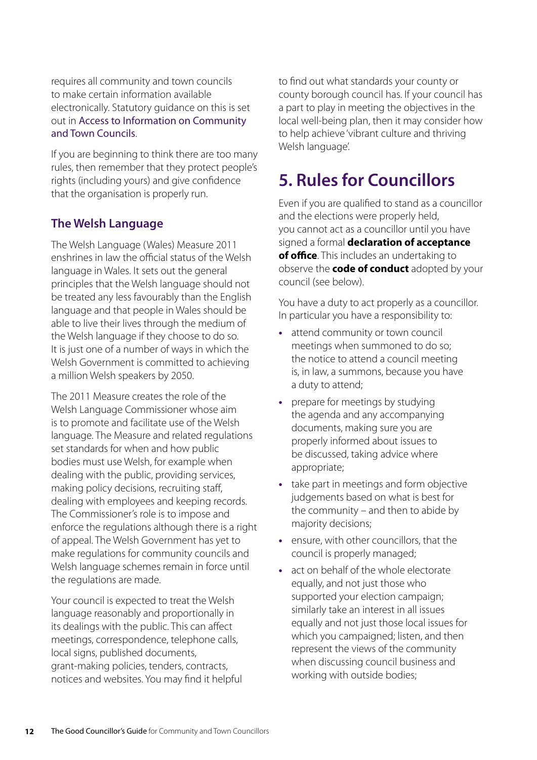requires all community and town councils to make certain information available electronically. Statutory guidance on this is set out in Access to Information on Community and Town Councils.

If you are beginning to think there are too many rules, then remember that they protect people's rights (including yours) and give confidence that the organisation is properly run.

### The Welsh Language

The Welsh Language (Wales) Measure 2011 enshrines in law the official status of the Welsh language in Wales. It sets out the general principles that the Welsh language should not be treated any less favourably than the English language and that people in Wales should be able to live their lives through the medium of the Welsh language if they choose to do so. It is just one of a number of ways in which the Welsh Government is committed to achieving a million Welsh speakers by 2050.

The 2011 Measure creates the role of the Welsh Language Commissioner whose aim is to promote and facilitate use of the Welsh language. The Measure and related regulations set standards for when and how public bodies must use Welsh, for example when dealing with the public, providing services, making policy decisions, recruiting staff, dealing with employees and keeping records. The Commissioner's role is to impose and enforce the regulations although there is a right of appeal. The Welsh Government has yet to make regulations for community councils and Welsh language schemes remain in force until the regulations are made.

Your council is expected to treat the Welsh language reasonably and proportionally in its dealings with the public. This can affect meetings, correspondence, telephone calls, local signs, published documents, grant-making policies, tenders, contracts, notices and websites. You may find it helpful to find out what standards your county or county borough council has. If your council has a part to play in meeting the objectives in the local well-being plan, then it may consider how to help achieve 'vibrant culture and thriving Welsh language'.

## 5. Rules for Councillors

Even if you are qualified to stand as a councillor and the elections were properly held, you cannot act as a councillor until you have signed a formal **declaration of acceptance of office**. This includes an undertaking to observe the **code of conduct** adopted by your council (see below).

You have a duty to act properly as a councillor. In particular you have a responsibility to:

- attend community or town council meetings when summoned to do so; the notice to attend a council meeting is, in law, a summons, because you have a duty to attend;
- prepare for meetings by studying the agenda and any accompanying documents, making sure you are properly informed about issues to be discussed, taking advice where appropriate;
- take part in meetings and form objective judgements based on what is best for the community – and then to abide by majority decisions;
- ensure, with other councillors, that the council is properly managed;
- act on behalf of the whole electorate equally, and not just those who supported your election campaign; similarly take an interest in all issues equally and not just those local issues for which you campaigned; listen, and then represent the views of the community when discussing council business and working with outside bodies;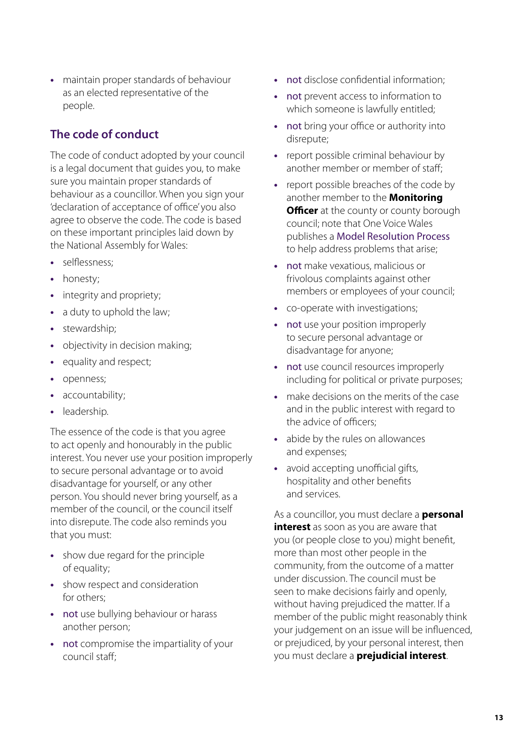- maintain proper standards of behaviour as an elected representative of the people.

## The code of conduct

The code of conduct adopted by your council is a legal document that guides you, to make sure you maintain proper standards of behaviour as a councillor. When you sign your 'declaration of acceptance of office' you also agree to observe the code. The code is based on these important principles laid down by the National Assembly for Wales:

- selflessness;
- honesty;
- integrity and propriety;
- a duty to uphold the law;
- stewardship;
- objectivity in decision making;
- equality and respect;
- openness;
- accountability;
- leadership.

The essence of the code is that you agree to act openly and honourably in the public interest. You never use your position improperly to secure personal advantage or to avoid disadvantage for yourself, or any other person. You should never bring yourself, as a member of the council, or the council itself into disrepute. The code also reminds you that you must:

- show due regard for the principle of equality;
- show respect and consideration for others;
- not use bullying behaviour or harass another person;
- not compromise the impartiality of your council staff;
- not disclose confidential information;
- not prevent access to information to which someone is lawfully entitled;
- not bring your office or authority into disrepute;
- report possible criminal behaviour by another member or member of staff;
- report possible breaches of the code by another member to the **Monitoring Officer** at the county or county borough council; note that One Voice Wales publishes a Model Resolution Process to help address problems that arise;
- not make vexatious, malicious or frivolous complaints against other members or employees of your council;
- co-operate with investigations;
- not use your position improperly to secure personal advantage or disadvantage for anyone;
- not use council resources improperly including for political or private purposes;
- make decisions on the merits of the case and in the public interest with regard to the advice of officers;
- abide by the rules on allowances and expenses;
- avoid accepting unofficial gifts, hospitality and other benefits and services.

As a councillor, you must declare a **personal interest** as soon as you are aware that you (or people close to you) might benefit, more than most other people in the community, from the outcome of a matter under discussion. The council must be seen to make decisions fairly and openly, without having prejudiced the matter. If a member of the public might reasonably think your judgement on an issue will be influenced, or prejudiced, by your personal interest, then you must declare a **prejudicial interest**.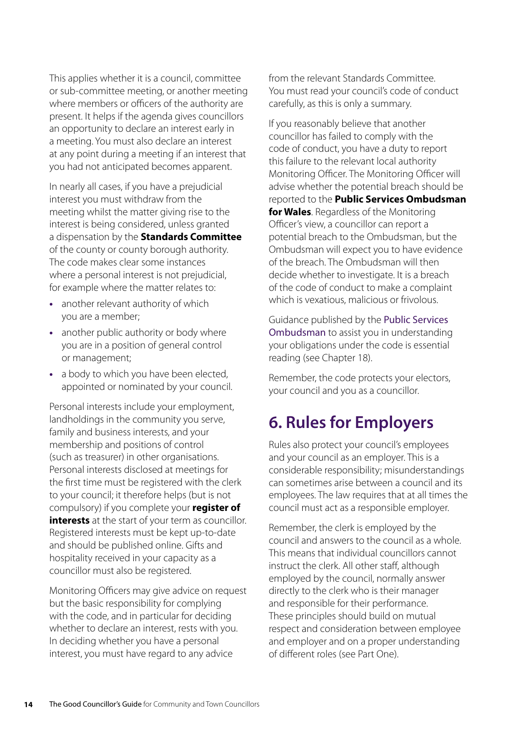This applies whether it is a council, committee or sub-committee meeting, or another meeting where members or officers of the authority are present. It helps if the agenda gives councillors an opportunity to declare an interest early in a meeting. You must also declare an interest at any point during a meeting if an interest that you had not anticipated becomes apparent.

In nearly all cases, if you have a prejudicial interest you must withdraw from the meeting whilst the matter giving rise to the interest is being considered, unless granted a dispensation by the **Standards Committee** of the county or county borough authority. The code makes clear some instances where a personal interest is not prejudicial, for example where the matter relates to:

- another relevant authority of which you are a member;
- another public authority or body where you are in a position of general control or management;
- a body to which you have been elected, appointed or nominated by your council.

Personal interests include your employment, landholdings in the community you serve, family and business interests, and your membership and positions of control (such as treasurer) in other organisations. Personal interests disclosed at meetings for the first time must be registered with the clerk to your council; it therefore helps (but is not compulsory) if you complete your **register of interests** at the start of your term as councillor. Registered interests must be kept up-to-date and should be published online. Gifts and hospitality received in your capacity as a councillor must also be registered.

Monitoring Officers may give advice on request but the basic responsibility for complying with the code, and in particular for deciding whether to declare an interest, rests with you. In deciding whether you have a personal interest, you must have regard to any advice from the relevant Standards Committee. You must read your council's code of conduct carefully, as this is only a summary.

If you reasonably believe that another councillor has failed to comply with the code of conduct, you have a duty to report this failure to the relevant local authority Monitoring Officer. The Monitoring Officer will advise whether the potential breach should be reported to the **Public Services Ombudsman for Wales**. Regardless of the Monitoring Officer's view, a councillor can report a potential breach to the Ombudsman, but the Ombudsman will expect you to have evidence of the breach. The Ombudsman will then decide whether to investigate. It is a breach of the code of conduct to make a complaint which is vexatious, malicious or frivolous.

Guidance published by the Public Services Ombudsman to assist you in understanding your obligations under the code is essential reading (see Chapter 18).

Remember, the code protects your electors, your council and you as a councillor.

## 6. Rules for Employers

Rules also protect your council's employees and your council as an employer. This is a considerable responsibility; misunderstandings can sometimes arise between a council and its employees. The law requires that at all times the council must act as a responsible employer.

Remember, the clerk is employed by the council and answers to the council as a whole. This means that individual councillors cannot instruct the clerk. All other staff, although employed by the council, normally answer directly to the clerk who is their manager and responsible for their performance. These principles should build on mutual respect and consideration between employee and employer and on a proper understanding of different roles (see Part One).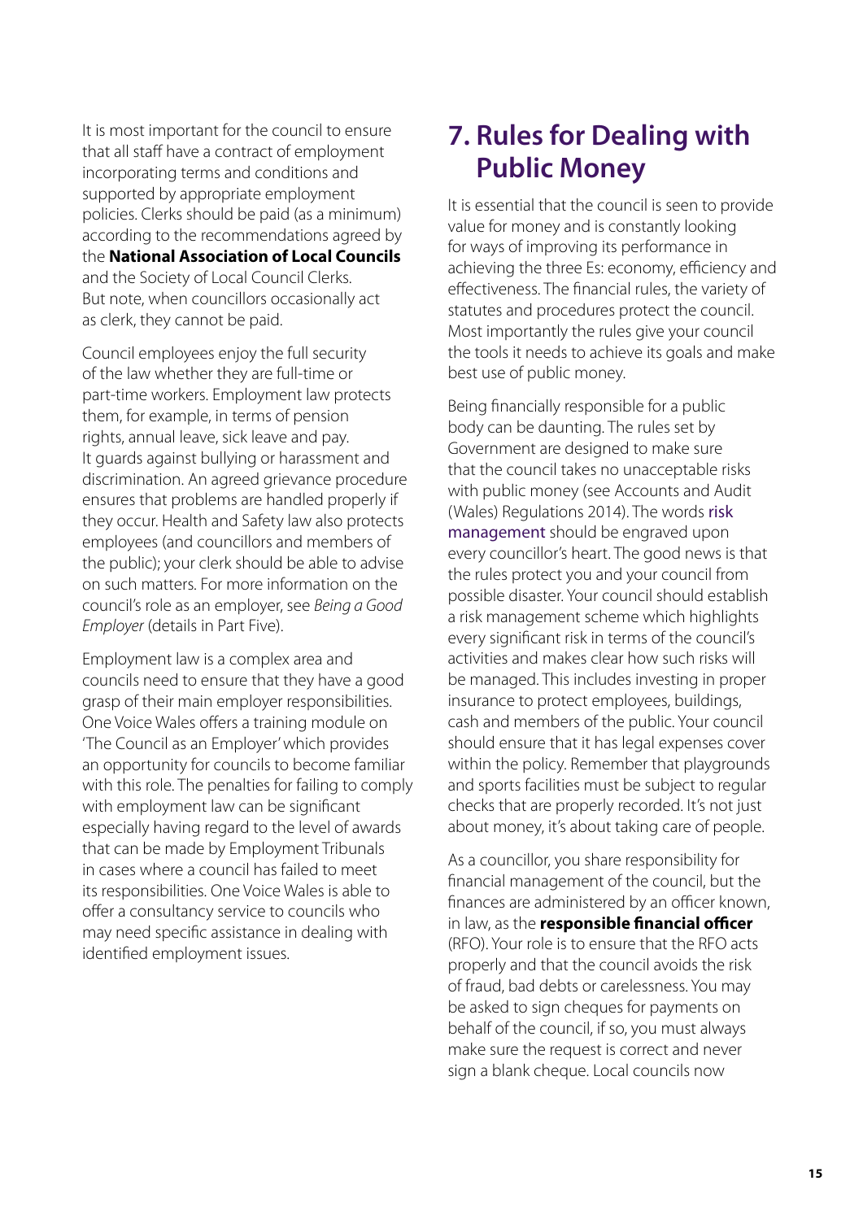It is most important for the council to ensure that all staff have a contract of employment incorporating terms and conditions and supported by appropriate employment policies. Clerks should be paid (as a minimum) according to the recommendations agreed by the **National Association of Local Councils** and the Society of Local Council Clerks. But note, when councillors occasionally act as clerk, they cannot be paid.

Council employees enjoy the full security of the law whether they are full-time or part-time workers. Employment law protects them, for example, in terms of pension rights, annual leave, sick leave and pay. It guards against bullying or harassment and discrimination. An agreed grievance procedure ensures that problems are handled properly if they occur. Health and Safety law also protects employees (and councillors and members of the public); your clerk should be able to advise on such matters. For more information on the council's role as an employer, see *Being a Good Employer* (details in Part Five).

Employment law is a complex area and councils need to ensure that they have a good grasp of their main employer responsibilities. One Voice Wales offers a training module on 'The Council as an Employer' which provides an opportunity for councils to become familiar with this role. The penalties for failing to comply with employment law can be significant especially having regard to the level of awards that can be made by Employment Tribunals in cases where a council has failed to meet its responsibilities. One Voice Wales is able to offer a consultancy service to councils who may need specific assistance in dealing with identified employment issues.

# 7. Rules for Dealing with Public Money

It is essential that the council is seen to provide value for money and is constantly looking for ways of improving its performance in achieving the three Es: economy, efficiency and effectiveness. The financial rules, the variety of statutes and procedures protect the council. Most importantly the rules give your council the tools it needs to achieve its goals and make best use of public money.

Being financially responsible for a public body can be daunting. The rules set by Government are designed to make sure that the council takes no unacceptable risks with public money (see Accounts and Audit (Wales) Regulations 2014). The words risk management should be engraved upon every councillor's heart. The good news is that the rules protect you and your council from possible disaster. Your council should establish a risk management scheme which highlights every significant risk in terms of the council's activities and makes clear how such risks will be managed. This includes investing in proper insurance to protect employees, buildings, cash and members of the public. Your council should ensure that it has legal expenses cover within the policy. Remember that playgrounds and sports facilities must be subject to regular checks that are properly recorded. It's not just about money, it's about taking care of people.

As a councillor, you share responsibility for financial management of the council, but the finances are administered by an officer known, in law, as the **responsible financial officer** (RFO). Your role is to ensure that the RFO acts properly and that the council avoids the risk of fraud, bad debts or carelessness. You may be asked to sign cheques for payments on behalf of the council, if so, you must always make sure the request is correct and never sign a blank cheque. Local councils now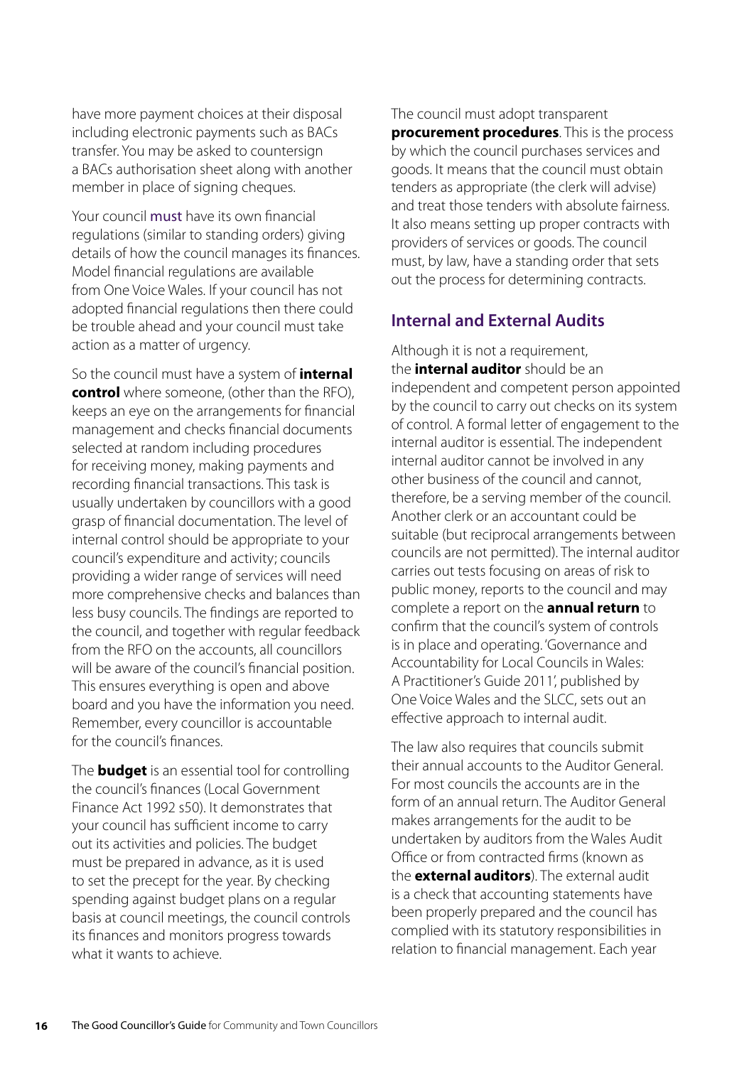have more payment choices at their disposal including electronic payments such as BACs transfer. You may be asked to countersign a BACs authorisation sheet along with another member in place of signing cheques.

Your council must have its own financial regulations (similar to standing orders) giving details of how the council manages its finances. Model financial regulations are available from One Voice Wales. If your council has not adopted financial regulations then there could be trouble ahead and your council must take action as a matter of urgency.

So the council must have a system of **internal control** where someone, (other than the RFO), keeps an eye on the arrangements for financial management and checks financial documents selected at random including procedures for receiving money, making payments and recording financial transactions. This task is usually undertaken by councillors with a good grasp of financial documentation. The level of internal control should be appropriate to your council's expenditure and activity; councils providing a wider range of services will need more comprehensive checks and balances than less busy councils. The findings are reported to the council, and together with regular feedback from the RFO on the accounts, all councillors will be aware of the council's financial position. This ensures everything is open and above board and you have the information you need. Remember, every councillor is accountable for the council's finances.

The **budget** is an essential tool for controlling the council's finances (Local Government Finance Act 1992 s50). It demonstrates that your council has sufficient income to carry out its activities and policies. The budget must be prepared in advance, as it is used to set the precept for the year. By checking spending against budget plans on a regular basis at council meetings, the council controls its finances and monitors progress towards what it wants to achieve.

The council must adopt transparent **procurement procedures**. This is the process by which the council purchases services and goods. It means that the council must obtain tenders as appropriate (the clerk will advise) and treat those tenders with absolute fairness. It also means setting up proper contracts with providers of services or goods. The council must, by law, have a standing order that sets out the process for determining contracts.

## Internal and External Audits

Although it is not a requirement, the **internal auditor** should be an independent and competent person appointed by the council to carry out checks on its system of control. A formal letter of engagement to the internal auditor is essential. The independent internal auditor cannot be involved in any other business of the council and cannot, therefore, be a serving member of the council. Another clerk or an accountant could be suitable (but reciprocal arrangements between councils are not permitted). The internal auditor carries out tests focusing on areas of risk to public money, reports to the council and may complete a report on the **annual return** to confirm that the council's system of controls is in place and operating. 'Governance and Accountability for Local Councils in Wales: A Practitioner's Guide 2011', published by One Voice Wales and the SLCC, sets out an effective approach to internal audit.

The law also requires that councils submit their annual accounts to the Auditor General. For most councils the accounts are in the form of an annual return. The Auditor General makes arrangements for the audit to be undertaken by auditors from the Wales Audit Office or from contracted firms (known as the **external auditors**). The external audit is a check that accounting statements have been properly prepared and the council has complied with its statutory responsibilities in relation to financial management. Each year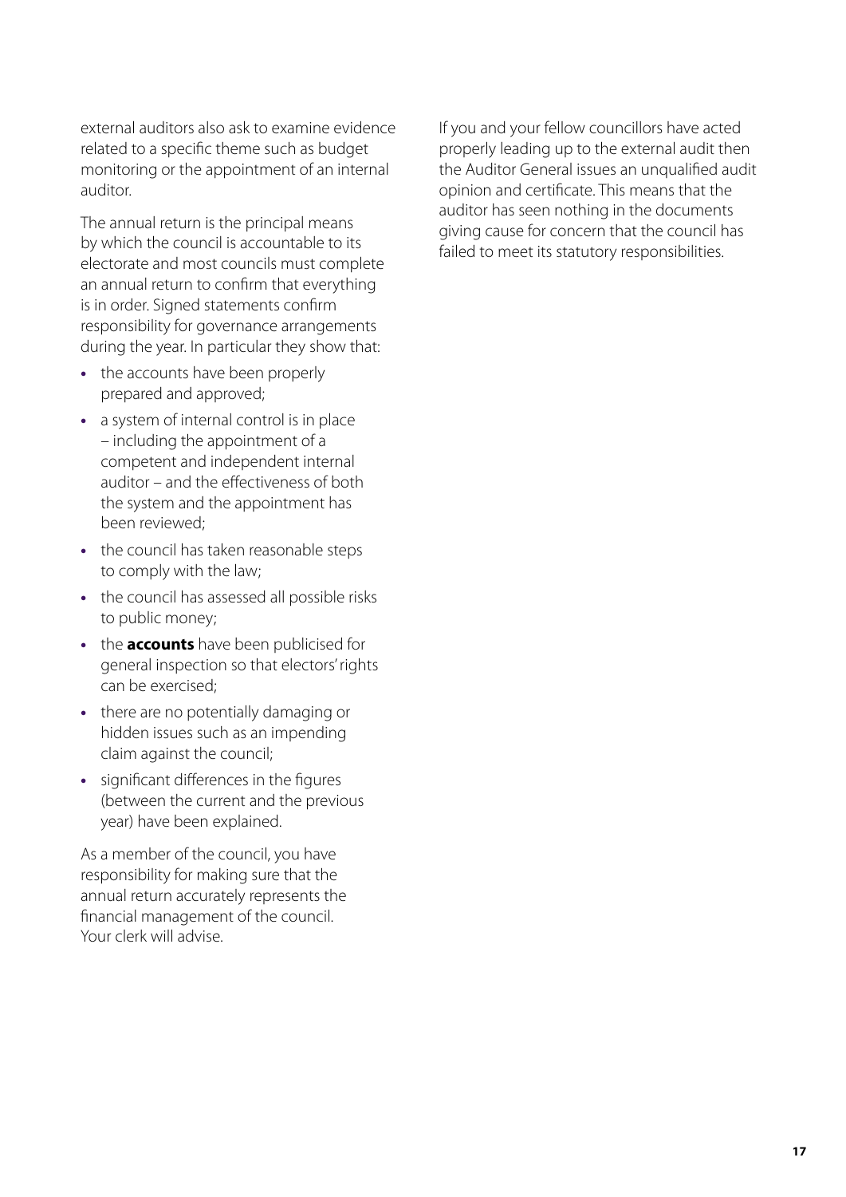external auditors also ask to examine evidence related to a specific theme such as budget monitoring or the appointment of an internal auditor.

The annual return is the principal means by which the council is accountable to its electorate and most councils must complete an annual return to confirm that everything is in order. Signed statements confirm responsibility for governance arrangements during the year. In particular they show that:

- the accounts have been properly prepared and approved;
- a system of internal control is in place – including the appointment of a competent and independent internal auditor – and the effectiveness of both the system and the appointment has been reviewed;
- the council has taken reasonable steps to comply with the law;
- the council has assessed all possible risks to public money;
- the **accounts** have been publicised for general inspection so that electors' rights can be exercised;
- there are no potentially damaging or hidden issues such as an impending claim against the council;
- significant differences in the figures (between the current and the previous year) have been explained.

As a member of the council, you have responsibility for making sure that the annual return accurately represents the financial management of the council. Your clerk will advise.

If you and your fellow councillors have acted properly leading up to the external audit then the Auditor General issues an unqualified audit opinion and certificate. This means that the auditor has seen nothing in the documents giving cause for concern that the council has failed to meet its statutory responsibilities.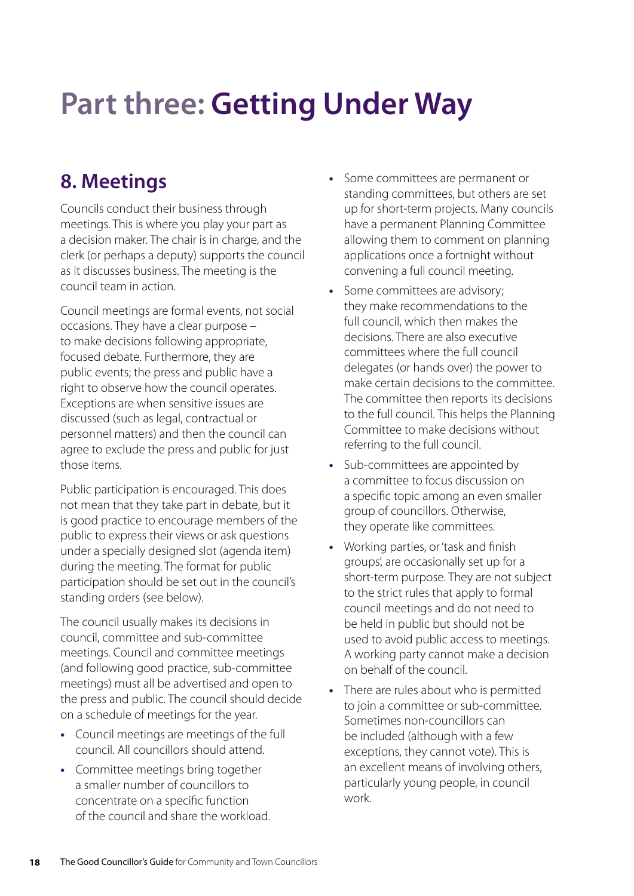# Part three: Getting Under Way

## 8. Meetings

Councils conduct their business through meetings. This is where you play your part as a decision maker. The chair is in charge, and the clerk (or perhaps a deputy) supports the council as it discusses business. The meeting is the council team in action.

Council meetings are formal events, not social occasions. They have a clear purpose – to make decisions following appropriate, focused debate. Furthermore, they are public events; the press and public have a right to observe how the council operates. Exceptions are when sensitive issues are discussed (such as legal, contractual or personnel matters) and then the council can agree to exclude the press and public for just those items.

Public participation is encouraged. This does not mean that they take part in debate, but it is good practice to encourage members of the public to express their views or ask questions under a specially designed slot (agenda item) during the meeting. The format for public participation should be set out in the council's standing orders (see below).

The council usually makes its decisions in council, committee and sub-committee meetings. Council and committee meetings (and following good practice, sub-committee meetings) must all be advertised and open to the press and public. The council should decide on a schedule of meetings for the year.

- Council meetings are meetings of the full council. All councillors should attend.
- Committee meetings bring together a smaller number of councillors to concentrate on a specific function of the council and share the workload.
- Some committees are permanent or standing committees, but others are set up for short-term projects. Many councils have a permanent Planning Committee allowing them to comment on planning applications once a fortnight without convening a full council meeting.
- Some committees are advisory; they make recommendations to the full council, which then makes the decisions. There are also executive committees where the full council delegates (or hands over) the power to make certain decisions to the committee. The committee then reports its decisions to the full council. This helps the Planning Committee to make decisions without referring to the full council.
- Sub-committees are appointed by a committee to focus discussion on a specific topic among an even smaller group of councillors. Otherwise, they operate like committees.
- Working parties, or 'task and finish groups', are occasionally set up for a short-term purpose. They are not subject to the strict rules that apply to formal council meetings and do not need to be held in public but should not be used to avoid public access to meetings. A working party cannot make a decision on behalf of the council.
- There are rules about who is permitted to join a committee or sub-committee. Sometimes non-councillors can be included (although with a few exceptions, they cannot vote). This is an excellent means of involving others, particularly young people, in council work.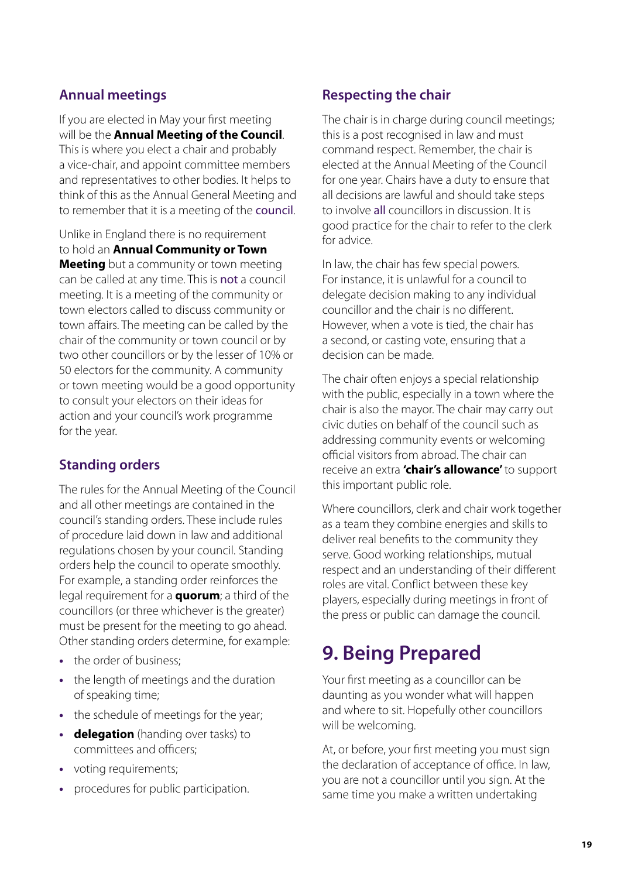### Annual meetings

If you are elected in May your first meeting will be the **Annual Meeting of the Council**. This is where you elect a chair and probably a vice-chair, and appoint committee members and representatives to other bodies. It helps to think of this as the Annual General Meeting and to remember that it is a meeting of the council.

Unlike in England there is no requirement to hold an **Annual Community or Town Meeting** but a community or town meeting can be called at any time. This is not a council meeting. It is a meeting of the community or town electors called to discuss community or town affairs. The meeting can be called by the chair of the community or town council or by two other councillors or by the lesser of 10% or 50 electors for the community. A community or town meeting would be a good opportunity to consult your electors on their ideas for action and your council's work programme for the year.

### Standing orders

The rules for the Annual Meeting of the Council and all other meetings are contained in the council's standing orders. These include rules of procedure laid down in law and additional regulations chosen by your council. Standing orders help the council to operate smoothly. For example, a standing order reinforces the legal requirement for a **quorum**; a third of the councillors (or three whichever is the greater) must be present for the meeting to go ahead. Other standing orders determine, for example:

- the order of business;
- the length of meetings and the duration of speaking time;
- the schedule of meetings for the year;
- **delegation** (handing over tasks) to committees and officers;
- voting requirements;
- procedures for public participation.

### Respecting the chair

The chair is in charge during council meetings; this is a post recognised in law and must command respect. Remember, the chair is elected at the Annual Meeting of the Council for one year. Chairs have a duty to ensure that all decisions are lawful and should take steps to involve all councillors in discussion. It is good practice for the chair to refer to the clerk for advice.

In law, the chair has few special powers. For instance, it is unlawful for a council to delegate decision making to any individual councillor and the chair is no different. However, when a vote is tied, the chair has a second, or casting vote, ensuring that a decision can be made.

The chair often enjoys a special relationship with the public, especially in a town where the chair is also the mayor. The chair may carry out civic duties on behalf of the council such as addressing community events or welcoming official visitors from abroad. The chair can receive an extra **'chair's allowance'** to support this important public role.

Where councillors, clerk and chair work together as a team they combine energies and skills to deliver real benefits to the community they serve. Good working relationships, mutual respect and an understanding of their different roles are vital. Conflict between these key players, especially during meetings in front of the press or public can damage the council.

# 9. Being Prepared

Your first meeting as a councillor can be daunting as you wonder what will happen and where to sit. Hopefully other councillors will be welcoming.

At, or before, your first meeting you must sign the declaration of acceptance of office. In law, you are not a councillor until you sign. At the same time you make a written undertaking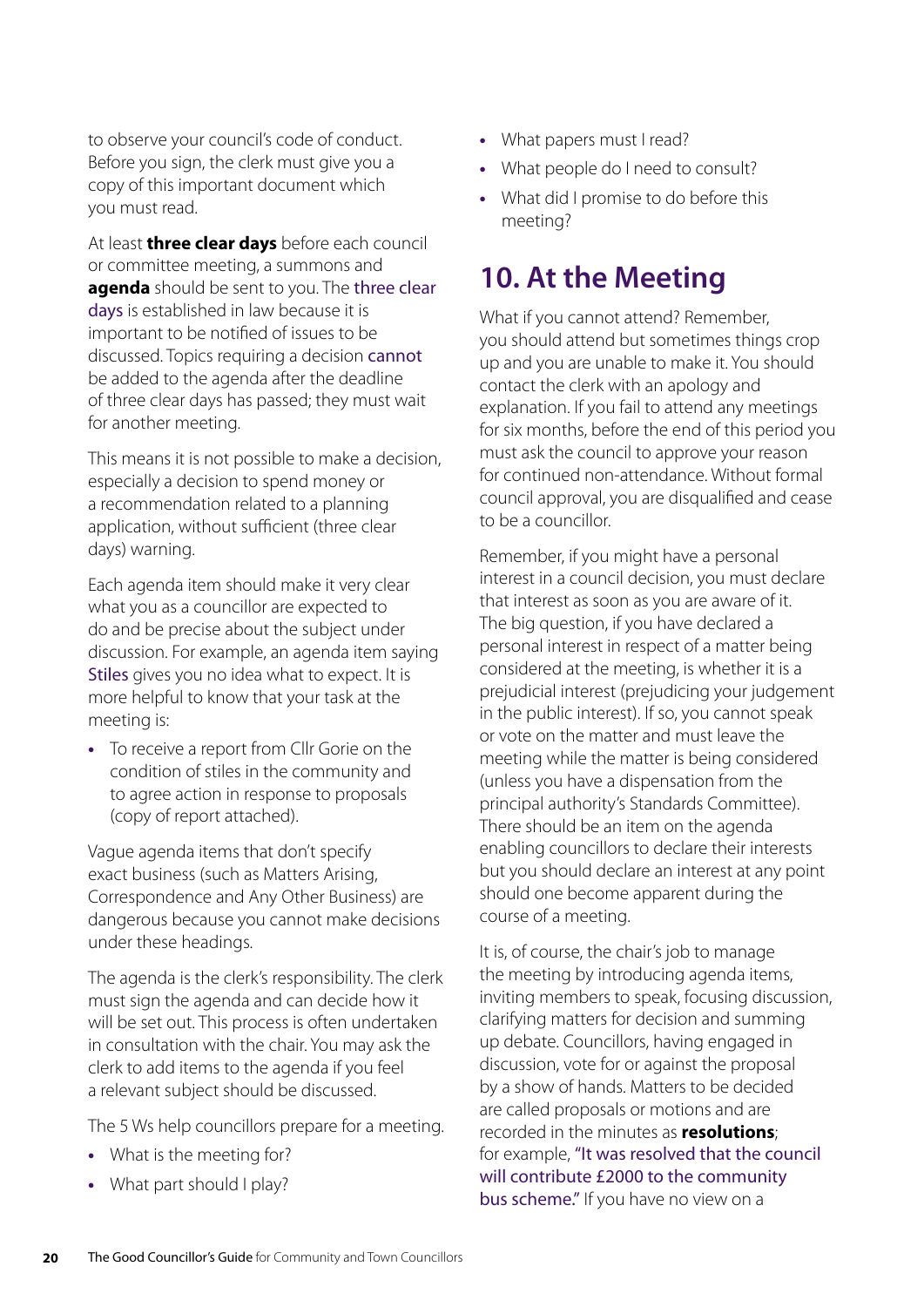to observe your council's code of conduct. Before you sign, the clerk must give you a copy of this important document which you must read.

At least **three clear days** before each council or committee meeting, a summons and **agenda** should be sent to you. The three clear days is established in law because it is important to be notified of issues to be discussed. Topics requiring a decision cannot be added to the agenda after the deadline of three clear days has passed; they must wait for another meeting.

This means it is not possible to make a decision, especially a decision to spend money or a recommendation related to a planning application, without sufficient (three clear days) warning.

Each agenda item should make it very clear what you as a councillor are expected to do and be precise about the subject under discussion. For example, an agenda item saying Stiles gives you no idea what to expect. It is more helpful to know that your task at the meeting is:

- To receive a report from Cllr Gorie on the condition of stiles in the community and to agree action in response to proposals (copy of report attached).

Vague agenda items that don't specify exact business (such as Matters Arising, Correspondence and Any Other Business) are dangerous because you cannot make decisions under these headings.

The agenda is the clerk's responsibility. The clerk must sign the agenda and can decide how it will be set out. This process is often undertaken in consultation with the chair. You may ask the clerk to add items to the agenda if you feel a relevant subject should be discussed.

The 5 Ws help councillors prepare for a meeting.

- What is the meeting for?
- What part should I play?
- What papers must I read?
- What people do I need to consult?
- What did I promise to do before this meeting?

## 10. At the Meeting

What if you cannot attend? Remember, you should attend but sometimes things crop up and you are unable to make it. You should contact the clerk with an apology and explanation. If you fail to attend any meetings for six months, before the end of this period you must ask the council to approve your reason for continued non-attendance. Without formal council approval, you are disqualified and cease to be a councillor.

Remember, if you might have a personal interest in a council decision, you must declare that interest as soon as you are aware of it. The big question, if you have declared a personal interest in respect of a matter being considered at the meeting, is whether it is a prejudicial interest (prejudicing your judgement in the public interest). If so, you cannot speak or vote on the matter and must leave the meeting while the matter is being considered (unless you have a dispensation from the principal authority's Standards Committee). There should be an item on the agenda enabling councillors to declare their interests but you should declare an interest at any point should one become apparent during the course of a meeting.

It is, of course, the chair's job to manage the meeting by introducing agenda items, inviting members to speak, focusing discussion, clarifying matters for decision and summing up debate. Councillors, having engaged in discussion, vote for or against the proposal by a show of hands. Matters to be decided are called proposals or motions and are recorded in the minutes as **resolutions**; for example, "It was resolved that the council will contribute £2000 to the community bus scheme." If you have no view on a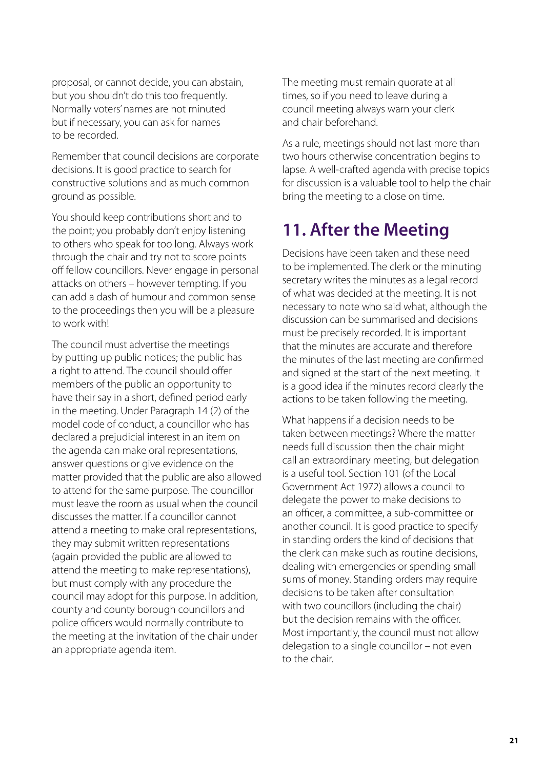proposal, or cannot decide, you can abstain, but you shouldn't do this too frequently. Normally voters' names are not minuted but if necessary, you can ask for names to be recorded.

Remember that council decisions are corporate decisions. It is good practice to search for constructive solutions and as much common ground as possible.

You should keep contributions short and to the point; you probably don't enjoy listening to others who speak for too long. Always work through the chair and try not to score points off fellow councillors. Never engage in personal attacks on others – however tempting. If you can add a dash of humour and common sense to the proceedings then you will be a pleasure to work with!

The council must advertise the meetings by putting up public notices; the public has a right to attend. The council should offer members of the public an opportunity to have their say in a short, defined period early in the meeting. Under Paragraph 14 (2) of the model code of conduct, a councillor who has declared a prejudicial interest in an item on the agenda can make oral representations, answer questions or give evidence on the matter provided that the public are also allowed to attend for the same purpose. The councillor must leave the room as usual when the council discusses the matter. If a councillor cannot attend a meeting to make oral representations, they may submit written representations (again provided the public are allowed to attend the meeting to make representations), but must comply with any procedure the council may adopt for this purpose. In addition, county and county borough councillors and police officers would normally contribute to the meeting at the invitation of the chair under an appropriate agenda item.

The meeting must remain quorate at all times, so if you need to leave during a council meeting always warn your clerk and chair beforehand.

As a rule, meetings should not last more than two hours otherwise concentration begins to lapse. A well-crafted agenda with precise topics for discussion is a valuable tool to help the chair bring the meeting to a close on time.

## 11. After the Meeting

Decisions have been taken and these need to be implemented. The clerk or the minuting secretary writes the minutes as a legal record of what was decided at the meeting. It is not necessary to note who said what, although the discussion can be summarised and decisions must be precisely recorded. It is important that the minutes are accurate and therefore the minutes of the last meeting are confirmed and signed at the start of the next meeting. It is a good idea if the minutes record clearly the actions to be taken following the meeting.

What happens if a decision needs to be taken between meetings? Where the matter needs full discussion then the chair might call an extraordinary meeting, but delegation is a useful tool. Section 101 (of the Local Government Act 1972) allows a council to delegate the power to make decisions to an officer, a committee, a sub-committee or another council. It is good practice to specify in standing orders the kind of decisions that the clerk can make such as routine decisions, dealing with emergencies or spending small sums of money. Standing orders may require decisions to be taken after consultation with two councillors (including the chair) but the decision remains with the officer. Most importantly, the council must not allow delegation to a single councillor – not even to the chair.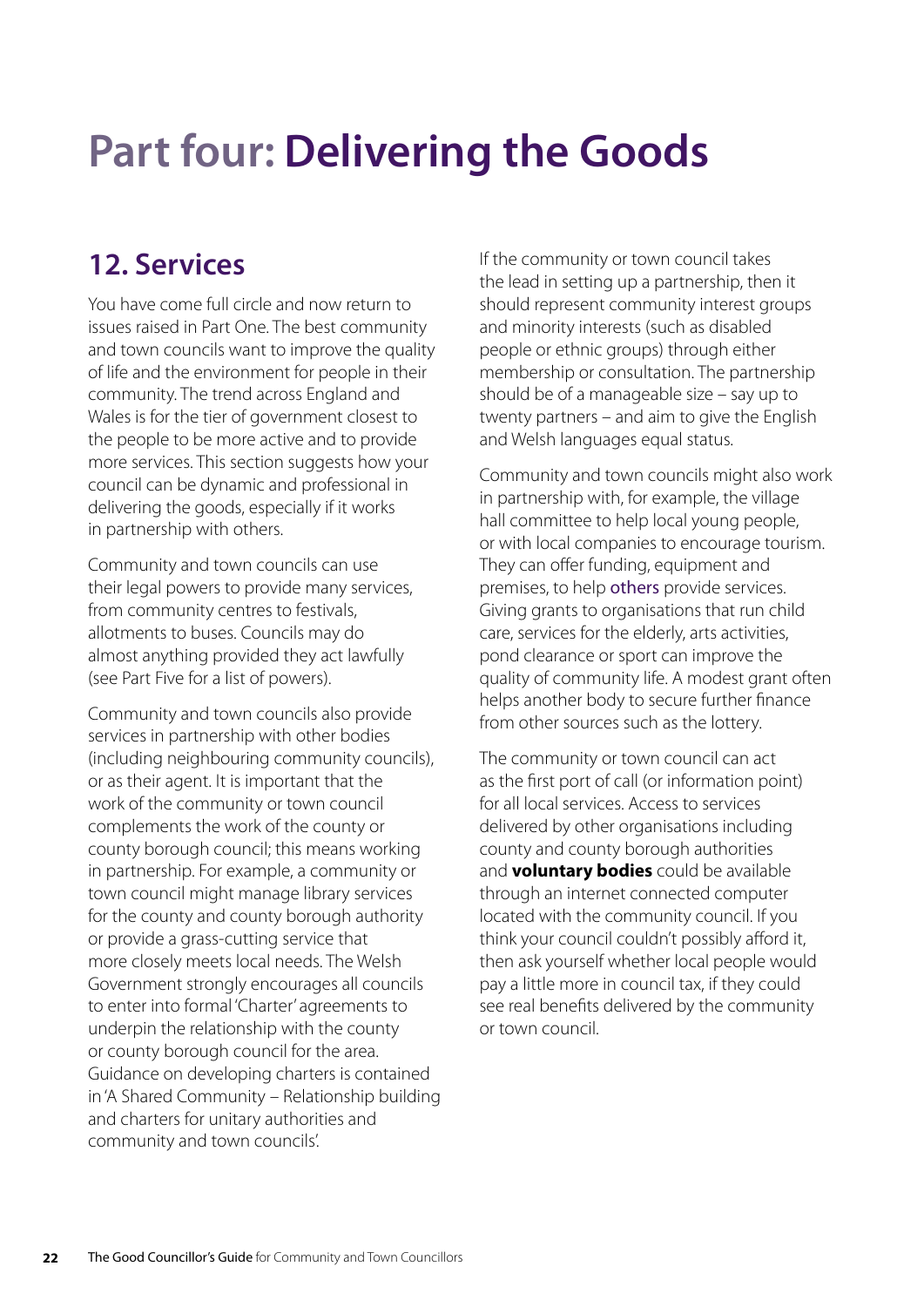# Part four: Delivering the Goods

## 12. Services

You have come full circle and now return to issues raised in Part One. The best community and town councils want to improve the quality of life and the environment for people in their community. The trend across England and Wales is for the tier of government closest to the people to be more active and to provide more services. This section suggests how your council can be dynamic and professional in delivering the goods, especially if it works in partnership with others.

Community and town councils can use their legal powers to provide many services, from community centres to festivals, allotments to buses. Councils may do almost anything provided they act lawfully (see Part Five for a list of powers).

Community and town councils also provide services in partnership with other bodies (including neighbouring community councils), or as their agent. It is important that the work of the community or town council complements the work of the county or county borough council; this means working in partnership. For example, a community or town council might manage library services for the county and county borough authority or provide a grass-cutting service that more closely meets local needs. The Welsh Government strongly encourages all councils to enter into formal 'Charter' agreements to underpin the relationship with the county or county borough council for the area. Guidance on developing charters is contained in 'A Shared Community – Relationship building and charters for unitary authorities and community and town councils'.

If the community or town council takes the lead in setting up a partnership, then it should represent community interest groups and minority interests (such as disabled people or ethnic groups) through either membership or consultation. The partnership should be of a manageable size – say up to twenty partners – and aim to give the English and Welsh languages equal status.

Community and town councils might also work in partnership with, for example, the village hall committee to help local young people, or with local companies to encourage tourism. They can offer funding, equipment and premises, to help others provide services. Giving grants to organisations that run child care, services for the elderly, arts activities, pond clearance or sport can improve the quality of community life. A modest grant often helps another body to secure further finance from other sources such as the lottery.

The community or town council can act as the first port of call (or information point) for all local services. Access to services delivered by other organisations including county and county borough authorities and **voluntary bodies** could be available through an internet connected computer located with the community council. If you think your council couldn't possibly afford it, then ask yourself whether local people would pay a little more in council tax, if they could see real benefits delivered by the community or town council.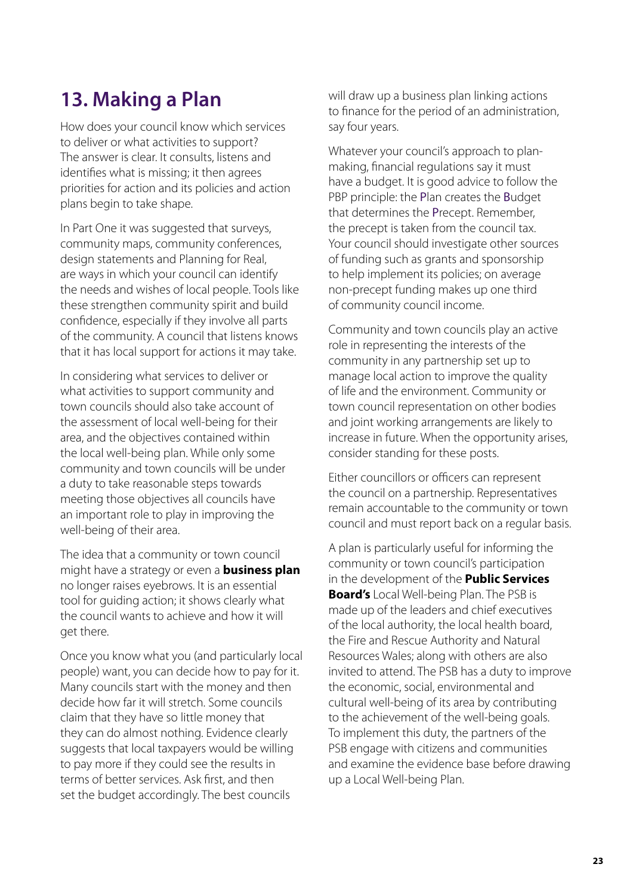## 13. Making a Plan

How does your council know which services to deliver or what activities to support? The answer is clear. It consults, listens and identifies what is missing; it then agrees priorities for action and its policies and action plans begin to take shape.

In Part One it was suggested that surveys, community maps, community conferences, design statements and Planning for Real, are ways in which your council can identify the needs and wishes of local people. Tools like these strengthen community spirit and build confidence, especially if they involve all parts of the community. A council that listens knows that it has local support for actions it may take.

In considering what services to deliver or what activities to support community and town councils should also take account of the assessment of local well-being for their area, and the objectives contained within the local well-being plan. While only some community and town councils will be under a duty to take reasonable steps towards meeting those objectives all councils have an important role to play in improving the well-being of their area.

The idea that a community or town council might have a strategy or even a **business plan** no longer raises eyebrows. It is an essential tool for guiding action; it shows clearly what the council wants to achieve and how it will get there.

Once you know what you (and particularly local people) want, you can decide how to pay for it. Many councils start with the money and then decide how far it will stretch. Some councils claim that they have so little money that they can do almost nothing. Evidence clearly suggests that local taxpayers would be willing to pay more if they could see the results in terms of better services. Ask first, and then set the budget accordingly. The best councils will draw up a business plan linking actions to finance for the period of an administration, say four years.

Whatever your council's approach to plan-making, financial regulations say it must have a budget. It is good advice to follow the PBP principle: the Plan creates the Budget that determines the Precept. Remember, the precept is taken from the council tax. Your council should investigate other sources of funding such as grants and sponsorship to help implement its policies; on average non-precept funding makes up one third of community council income.

Community and town councils play an active role in representing the interests of the community in any partnership set up to manage local action to improve the quality of life and the environment. Community or town council representation on other bodies and joint working arrangements are likely to increase in future. When the opportunity arises, consider standing for these posts.

Either councillors or officers can represent the council on a partnership. Representatives remain accountable to the community or town council and must report back on a regular basis.

A plan is particularly useful for informing the community or town council's participation in the development of the **Public Services Board's** Local Well-being Plan. The PSB is made up of the leaders and chief executives of the local authority, the local health board, the Fire and Rescue Authority and Natural Resources Wales; along with others are also invited to attend. The PSB has a duty to improve the economic, social, environmental and cultural well-being of its area by contributing to the achievement of the well-being goals. To implement this duty, the partners of the PSB engage with citizens and communities and examine the evidence base before drawing up a Local Well-being Plan.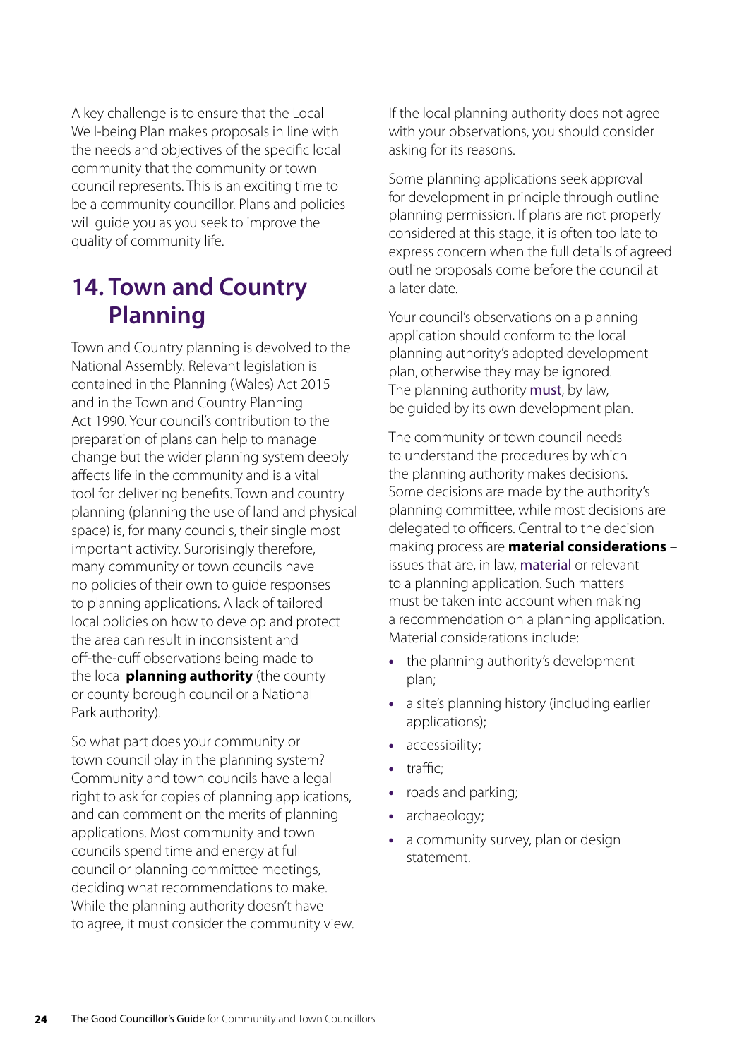A key challenge is to ensure that the Local Well-being Plan makes proposals in line with the needs and objectives of the specific local community that the community or town council represents. This is an exciting time to be a community councillor. Plans and policies will guide you as you seek to improve the quality of community life.

## 14. Town and Country Planning

Town and Country planning is devolved to the National Assembly. Relevant legislation is contained in the Planning (Wales) Act 2015 and in the Town and Country Planning Act 1990. Your council's contribution to the preparation of plans can help to manage change but the wider planning system deeply affects life in the community and is a vital tool for delivering benefits. Town and country planning (planning the use of land and physical space) is, for many councils, their single most important activity. Surprisingly therefore, many community or town councils have no policies of their own to guide responses to planning applications. A lack of tailored local policies on how to develop and protect the area can result in inconsistent and off-the-cuff observations being made to the local **planning authority** (the county or county borough council or a National Park authority).

So what part does your community or town council play in the planning system? Community and town councils have a legal right to ask for copies of planning applications, and can comment on the merits of planning applications. Most community and town councils spend time and energy at full council or planning committee meetings, deciding what recommendations to make. While the planning authority doesn't have to agree, it must consider the community view.

If the local planning authority does not agree with your observations, you should consider asking for its reasons.

Some planning applications seek approval for development in principle through outline planning permission. If plans are not properly considered at this stage, it is often too late to express concern when the full details of agreed outline proposals come before the council at a later date.

Your council's observations on a planning application should conform to the local planning authority's adopted development plan, otherwise they may be ignored. The planning authority must, by law, be guided by its own development plan.

The community or town council needs to understand the procedures by which the planning authority makes decisions. Some decisions are made by the authority's planning committee, while most decisions are delegated to officers. Central to the decision making process are **material considerations** – issues that are, in law, material or relevant to a planning application. Such matters must be taken into account when making a recommendation on a planning application. Material considerations include:

- the planning authority's development plan;
- a site's planning history (including earlier applications);
- accessibility;
- traffic;
- roads and parking;
- archaeology;
- a community survey, plan or design statement.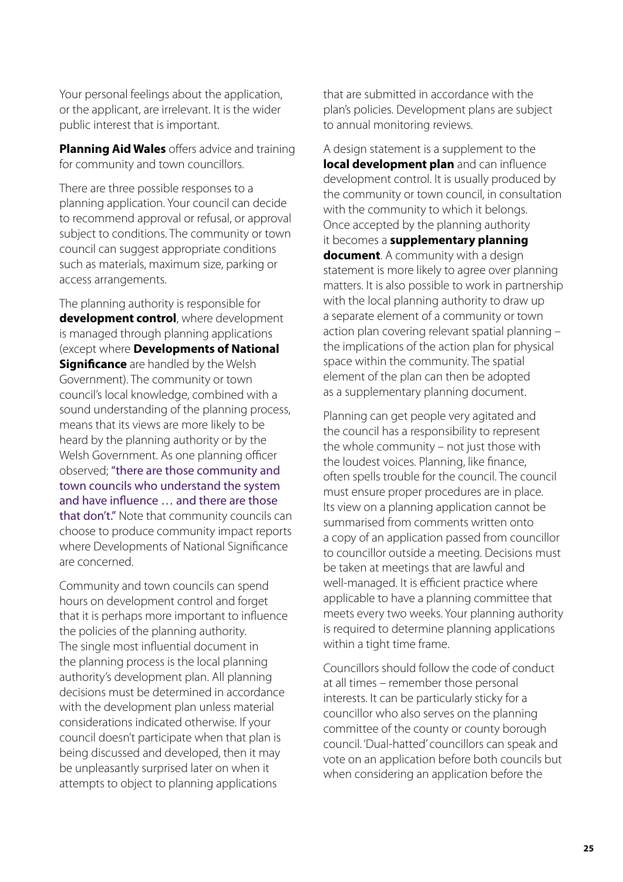Your personal feelings about the application, or the applicant, are irrelevant. It is the wider public interest that is important.

**Planning Aid Wales** offers advice and training for community and town councillors.

There are three possible responses to a planning application. Your council can decide to recommend approval or refusal, or approval subject to conditions. The community or town council can suggest appropriate conditions such as materials, maximum size, parking or access arrangements.

The planning authority is responsible for **development control**, where development is managed through planning applications (except where **Developments of National Significance** are handled by the Welsh Government). The community or town council's local knowledge, combined with a sound understanding of the planning process, means that its views are more likely to be heard by the planning authority or by the Welsh Government. As one planning officer observed; "there are those community and town councils who understand the system and have influence … and there are those that don't." Note that community councils can choose to produce community impact reports where Developments of National Significance are concerned.

Community and town councils can spend hours on development control and forget that it is perhaps more important to influence the policies of the planning authority. The single most influential document in the planning process is the local planning authority's development plan. All planning decisions must be determined in accordance with the development plan unless material considerations indicated otherwise. If your council doesn't participate when that plan is being discussed and developed, then it may be unpleasantly surprised later on when it attempts to object to planning applications that are submitted in accordance with the plan's policies. Development plans are subject to annual monitoring reviews.

A design statement is a supplement to the **local development plan** and can influence development control. It is usually produced by the community or town council, in consultation with the community to which it belongs. Once accepted by the planning authority it becomes a **supplementary planning document**. A community with a design statement is more likely to agree over planning matters. It is also possible to work in partnership with the local planning authority to draw up a separate element of a community or town action plan covering relevant spatial planning – the implications of the action plan for physical space within the community. The spatial element of the plan can then be adopted as a supplementary planning document.

Planning can get people very agitated and the council has a responsibility to represent the whole community – not just those with the loudest voices. Planning, like finance, often spells trouble for the council. The council must ensure proper procedures are in place. Its view on a planning application cannot be summarised from comments written onto a copy of an application passed from councillor to councillor outside a meeting. Decisions must be taken at meetings that are lawful and well-managed. It is efficient practice where applicable to have a planning committee that meets every two weeks. Your planning authority is required to determine planning applications within a tight time frame.

Councillors should follow the code of conduct at all times – remember those personal interests. It can be particularly sticky for a councillor who also serves on the planning committee of the county or county borough council. 'Dual-hatted' councillors can speak and vote on an application before both councils but when considering an application before the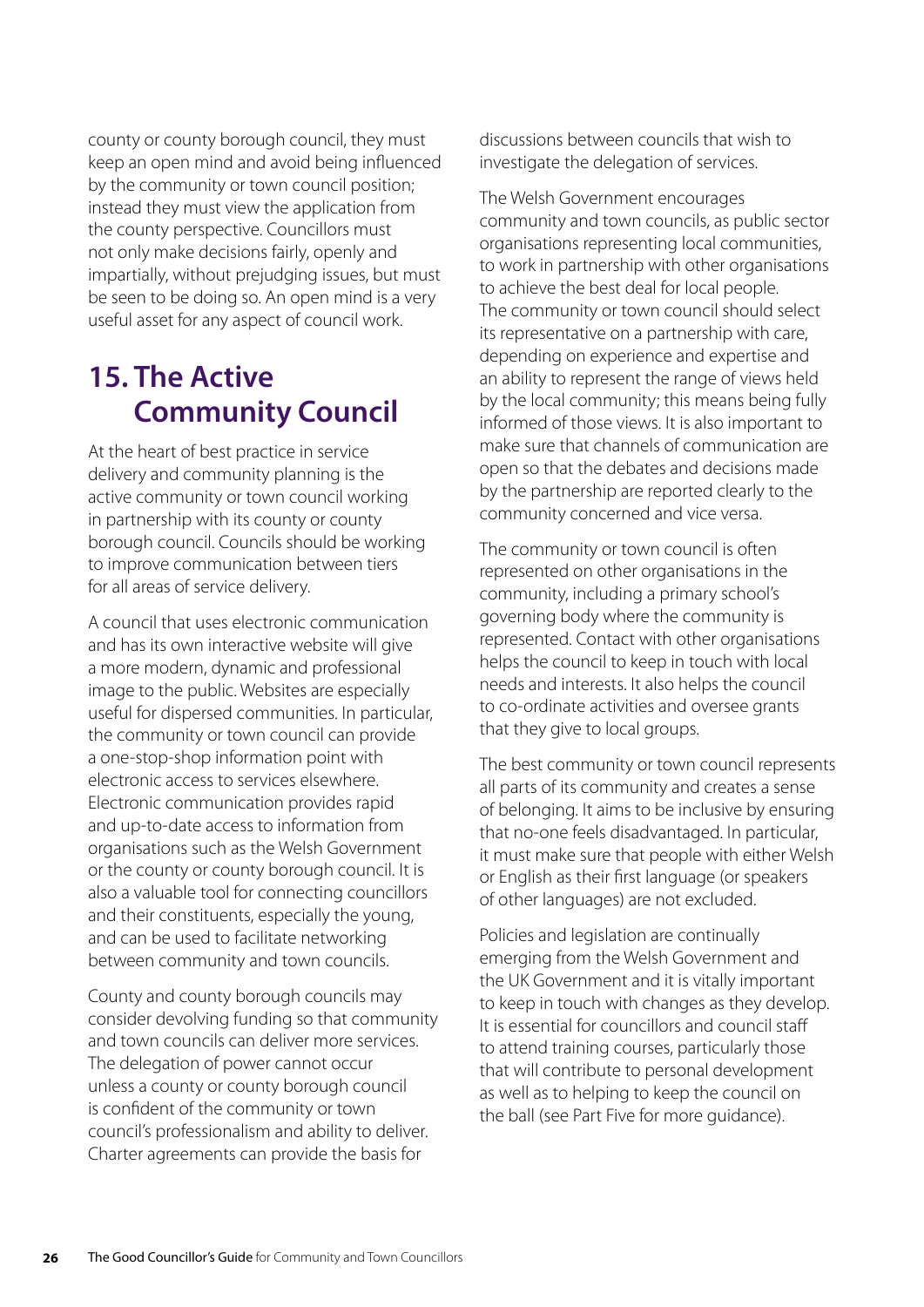county or county borough council, they must keep an open mind and avoid being influenced by the community or town council position; instead they must view the application from the county perspective. Councillors must not only make decisions fairly, openly and impartially, without prejudging issues, but must be seen to be doing so. An open mind is a very useful asset for any aspect of council work.

## 15. The Active Community Council

At the heart of best practice in service delivery and community planning is the active community or town council working in partnership with its county or county borough council. Councils should be working to improve communication between tiers for all areas of service delivery.

A council that uses electronic communication and has its own interactive website will give a more modern, dynamic and professional image to the public. Websites are especially useful for dispersed communities. In particular, the community or town council can provide a one-stop-shop information point with electronic access to services elsewhere. Electronic communication provides rapid and up-to-date access to information from organisations such as the Welsh Government or the county or county borough council. It is also a valuable tool for connecting councillors and their constituents, especially the young, and can be used to facilitate networking between community and town councils.

County and county borough councils may consider devolving funding so that community and town councils can deliver more services. The delegation of power cannot occur unless a county or county borough council is confident of the community or town council's professionalism and ability to deliver. Charter agreements can provide the basis for discussions between councils that wish to investigate the delegation of services.

The Welsh Government encourages community and town councils, as public sector organisations representing local communities, to work in partnership with other organisations to achieve the best deal for local people. The community or town council should select its representative on a partnership with care, depending on experience and expertise and an ability to represent the range of views held by the local community; this means being fully informed of those views. It is also important to make sure that channels of communication are open so that the debates and decisions made by the partnership are reported clearly to the community concerned and vice versa.

The community or town council is often represented on other organisations in the community, including a primary school's governing body where the community is represented. Contact with other organisations helps the council to keep in touch with local needs and interests. It also helps the council to co-ordinate activities and oversee grants that they give to local groups.

The best community or town council represents all parts of its community and creates a sense of belonging. It aims to be inclusive by ensuring that no-one feels disadvantaged. In particular, it must make sure that people with either Welsh or English as their first language (or speakers of other languages) are not excluded.

Policies and legislation are continually emerging from the Welsh Government and the UK Government and it is vitally important to keep in touch with changes as they develop. It is essential for councillors and council staff to attend training courses, particularly those that will contribute to personal development as well as to helping to keep the council on the ball (see Part Five for more guidance).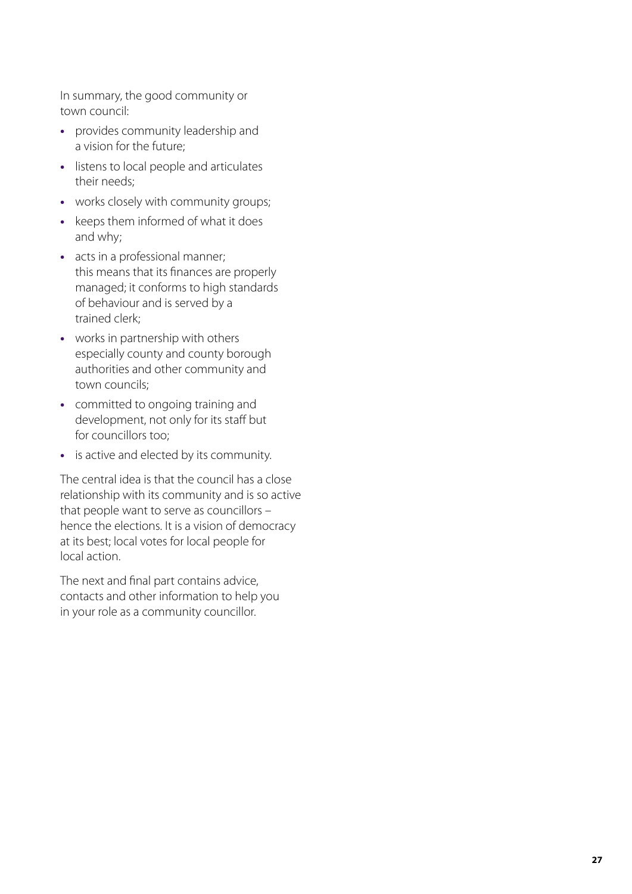In summary, the good community or town council:

- provides community leadership and a vision for the future;
- listens to local people and articulates their needs;
- works closely with community groups;
- keeps them informed of what it does and why;
- acts in a professional manner; this means that its finances are properly managed; it conforms to high standards of behaviour and is served by a trained clerk;
- works in partnership with others especially county and county borough authorities and other community and town councils;
- committed to ongoing training and development, not only for its staff but for councillors too;
- is active and elected by its community.

The central idea is that the council has a close relationship with its community and is so active that people want to serve as councillors – hence the elections. It is a vision of democracy at its best; local votes for local people for local action.

The next and final part contains advice, contacts and other information to help you in your role as a community councillor.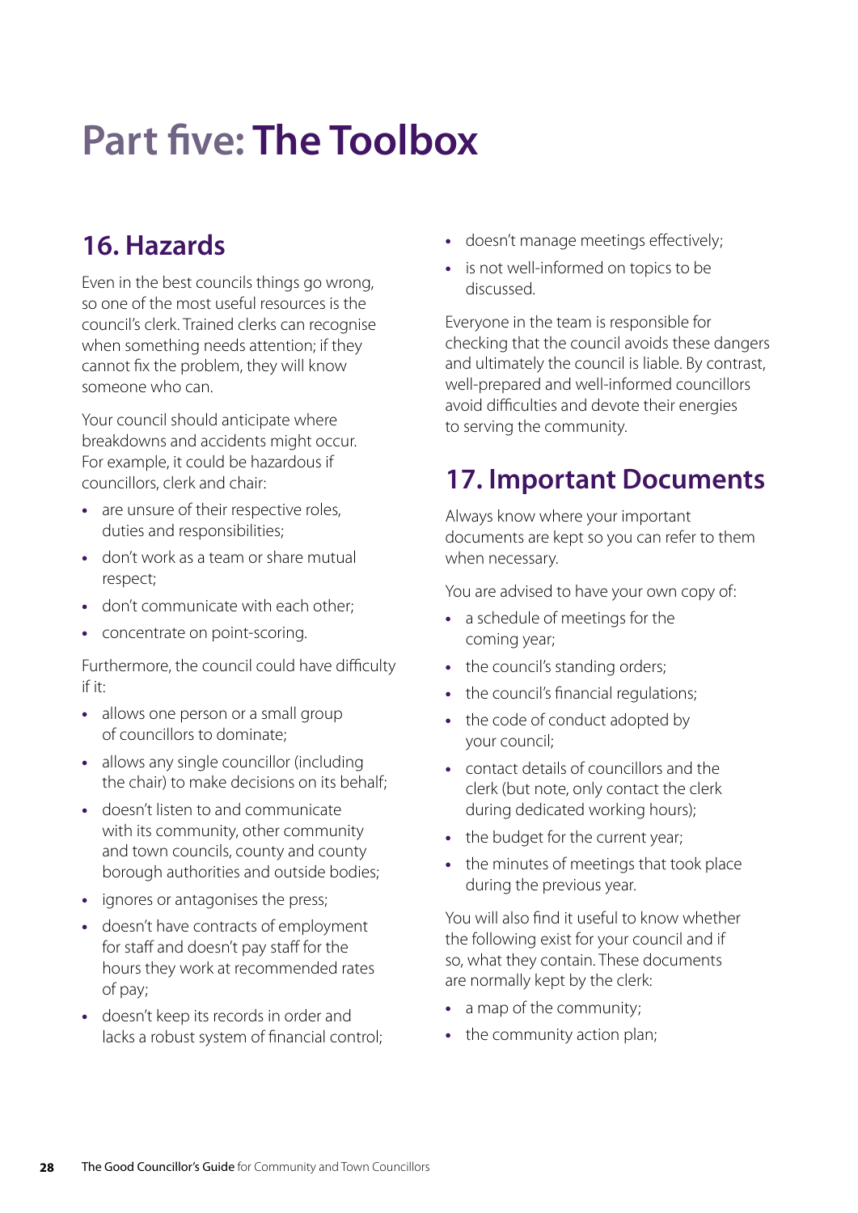# Part five: The Toolbox

## 16. Hazards

Even in the best councils things go wrong, so one of the most useful resources is the council's clerk. Trained clerks can recognise when something needs attention; if they cannot fix the problem, they will know someone who can.

Your council should anticipate where breakdowns and accidents might occur. For example, it could be hazardous if councillors, clerk and chair:

- are unsure of their respective roles, duties and responsibilities;
- don't work as a team or share mutual respect;
- don't communicate with each other;
- concentrate on point-scoring.

Furthermore, the council could have difficulty if it:

- allows one person or a small group of councillors to dominate;
- allows any single councillor (including the chair) to make decisions on its behalf;
- doesn't listen to and communicate with its community, other community and town councils, county and county borough authorities and outside bodies;
- ignores or antagonises the press;
- doesn't have contracts of employment for staff and doesn't pay staff for the hours they work at recommended rates of pay;
- doesn't keep its records in order and lacks a robust system of financial control;
- doesn't manage meetings effectively;
- is not well-informed on topics to be discussed.

Everyone in the team is responsible for checking that the council avoids these dangers and ultimately the council is liable. By contrast, well-prepared and well-informed councillors avoid difficulties and devote their energies to serving the community.

## 17. Important Documents

Always know where your important documents are kept so you can refer to them when necessary.

You are advised to have your own copy of:

- a schedule of meetings for the coming year;
- the council's standing orders;
- the council's financial regulations;
- the code of conduct adopted by your council;
- contact details of councillors and the clerk (but note, only contact the clerk during dedicated working hours);
- the budget for the current year;
- the minutes of meetings that took place during the previous year.

You will also find it useful to know whether the following exist for your council and if so, what they contain. These documents are normally kept by the clerk:

- a map of the community;
- the community action plan;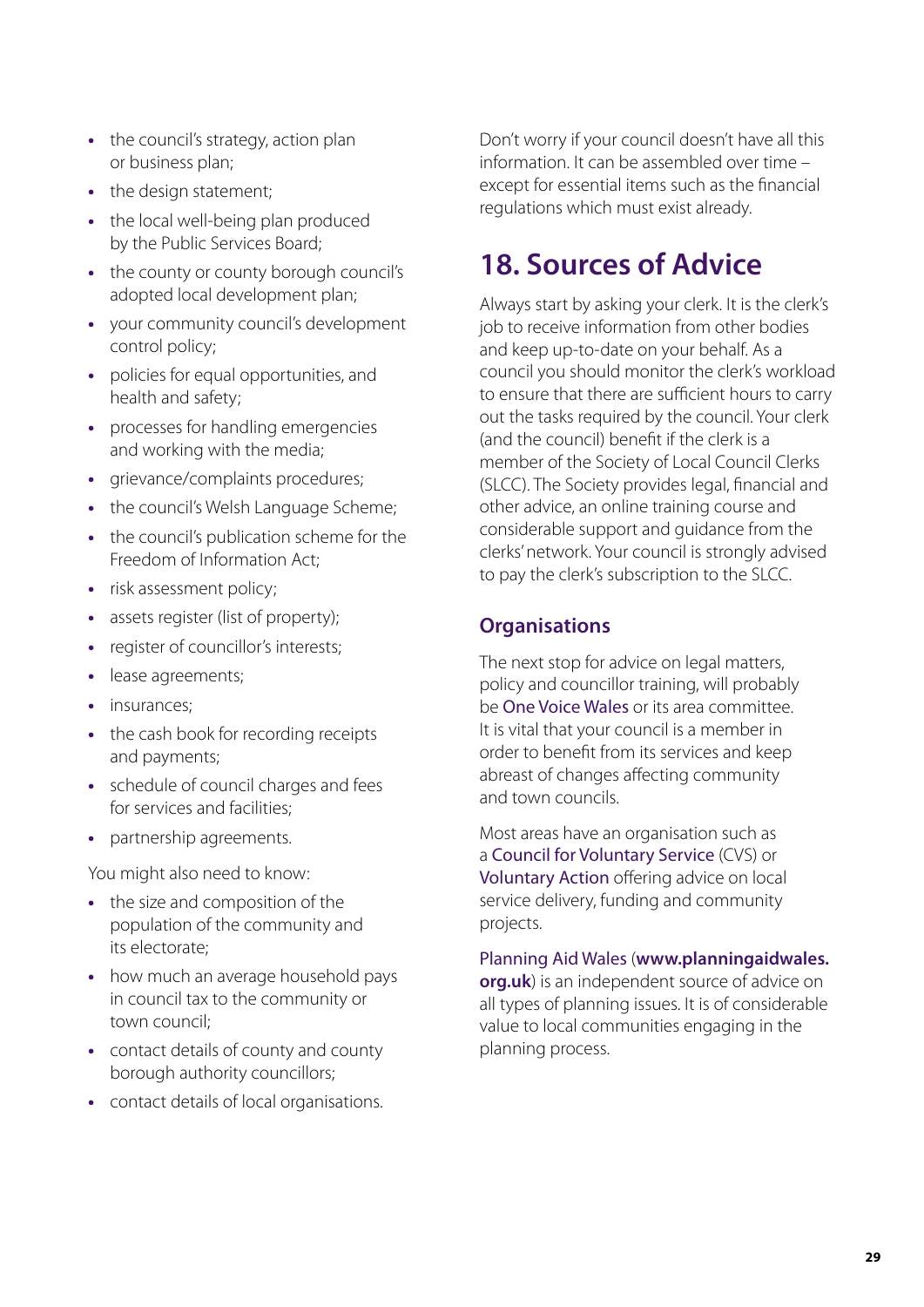- the council's strategy, action plan or business plan;
- the design statement;
- the local well-being plan produced by the Public Services Board;
- the county or county borough council's adopted local development plan;
- your community council's development control policy;
- policies for equal opportunities, and health and safety;
- processes for handling emergencies and working with the media;
- grievance/complaints procedures;
- the council's Welsh Language Scheme;
- the council's publication scheme for the Freedom of Information Act;
- risk assessment policy;
- assets register (list of property);
- register of councillor's interests;
- lease agreements;
- insurances;
- the cash book for recording receipts and payments;
- schedule of council charges and fees for services and facilities;
- partnership agreements.

You might also need to know:

- the size and composition of the population of the community and its electorate;
- how much an average household pays in council tax to the community or town council;
- contact details of county and county borough authority councillors;
- contact details of local organisations.

Don't worry if your council doesn't have all this information. It can be assembled over time – except for essential items such as the financial regulations which must exist already.

# 18. Sources of Advice

Always start by asking your clerk. It is the clerk's job to receive information from other bodies and keep up-to-date on your behalf. As a council you should monitor the clerk's workload to ensure that there are sufficient hours to carry out the tasks required by the council. Your clerk (and the council) benefit if the clerk is a member of the Society of Local Council Clerks (SLCC). The Society provides legal, financial and other advice, an online training course and considerable support and guidance from the clerks' network. Your council is strongly advised to pay the clerk's subscription to the SLCC.

## Organisations

The next stop for advice on legal matters, policy and councillor training, will probably be One Voice Wales or its area committee. It is vital that your council is a member in order to benefit from its services and keep abreast of changes affecting community and town councils.

Most areas have an organisation such as a Council for Voluntary Service (CVS) or Voluntary Action offering advice on local service delivery, funding and community projects.

Planning Aid Wales (**www.planningaidwales.org.uk**) is an independent source of advice on all types of planning issues. It is of considerable value to local communities engaging in the planning process.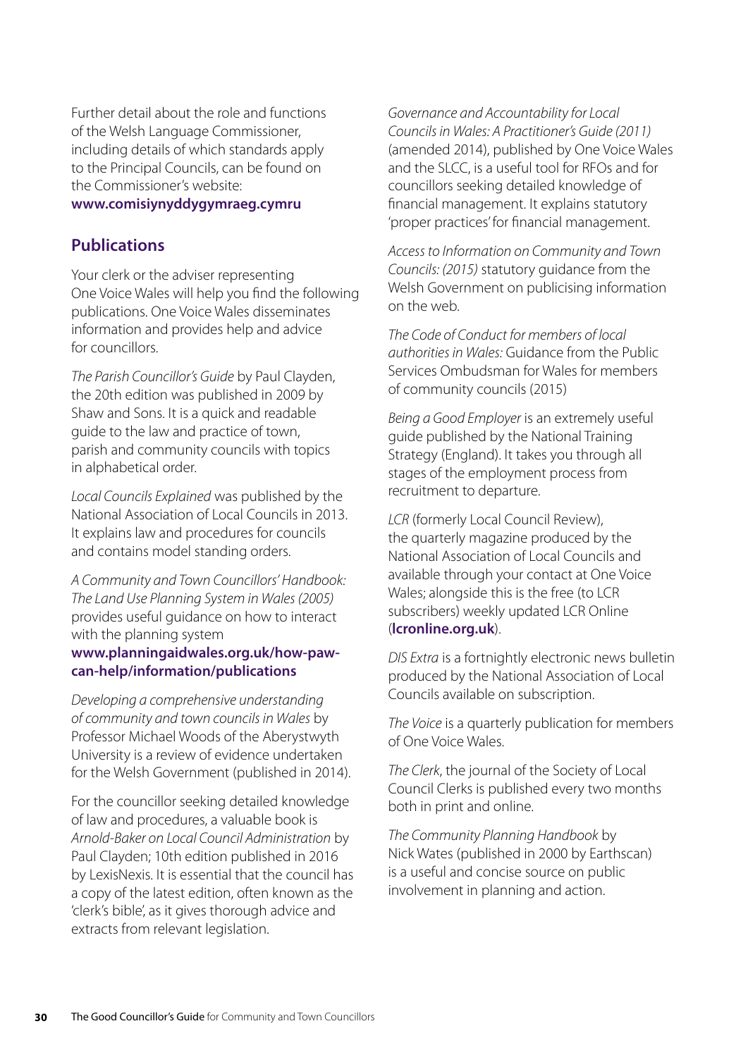Further detail about the role and functions of the Welsh Language Commissioner, including details of which standards apply to the Principal Councils, can be found on the Commissioner's website: **www.comisiynyddygymraeg.cymru**

## Publications

Your clerk or the adviser representing One Voice Wales will help you find the following publications. One Voice Wales disseminates information and provides help and advice for councillors.

*The Parish Councillor's Guide* by Paul Clayden, the 20th edition was published in 2009 by Shaw and Sons. It is a quick and readable guide to the law and practice of town, parish and community councils with topics in alphabetical order.

*Local Councils Explained* was published by the National Association of Local Councils in 2013. It explains law and procedures for councils and contains model standing orders.

*A Community and Town Councillors' Handbook: The Land Use Planning System in Wales (2005)* provides useful guidance on how to interact with the planning system **www.planningaidwales.org.uk/how-paw-can-help/information/publications**

*Developing a comprehensive understanding of community and town councils in Wales* by Professor Michael Woods of the Aberystwyth University is a review of evidence undertaken for the Welsh Government (published in 2014).

For the councillor seeking detailed knowledge of law and procedures, a valuable book is *Arnold-Baker on Local Council Administration* by Paul Clayden; 10th edition published in 2016 by LexisNexis. It is essential that the council has a copy of the latest edition, often known as the 'clerk's bible', as it gives thorough advice and extracts from relevant legislation.

*Governance and Accountability for Local Councils in Wales: A Practitioner's Guide (2011)* (amended 2014), published by One Voice Wales and the SLCC, is a useful tool for RFOs and for councillors seeking detailed knowledge of financial management. It explains statutory 'proper practices' for financial management.

*Access to Information on Community and Town Councils: (2015)* statutory guidance from the Welsh Government on publicising information on the web.

*The Code of Conduct for members of local authorities in Wales:* Guidance from the Public Services Ombudsman for Wales for members of community councils (2015)

*Being a Good Employer* is an extremely useful guide published by the National Training Strategy (England). It takes you through all stages of the employment process from recruitment to departure.

*LCR* (formerly Local Council Review), the quarterly magazine produced by the National Association of Local Councils and available through your contact at One Voice Wales; alongside this is the free (to LCR subscribers) weekly updated LCR Online (**lcronline.org.uk**).

*DIS Extra* is a fortnightly electronic news bulletin produced by the National Association of Local Councils available on subscription.

*The Voice* is a quarterly publication for members of One Voice Wales.

*The Clerk*, the journal of the Society of Local Council Clerks is published every two months both in print and online.

*The Community Planning Handbook* by Nick Wates (published in 2000 by Earthscan) is a useful and concise source on public involvement in planning and action.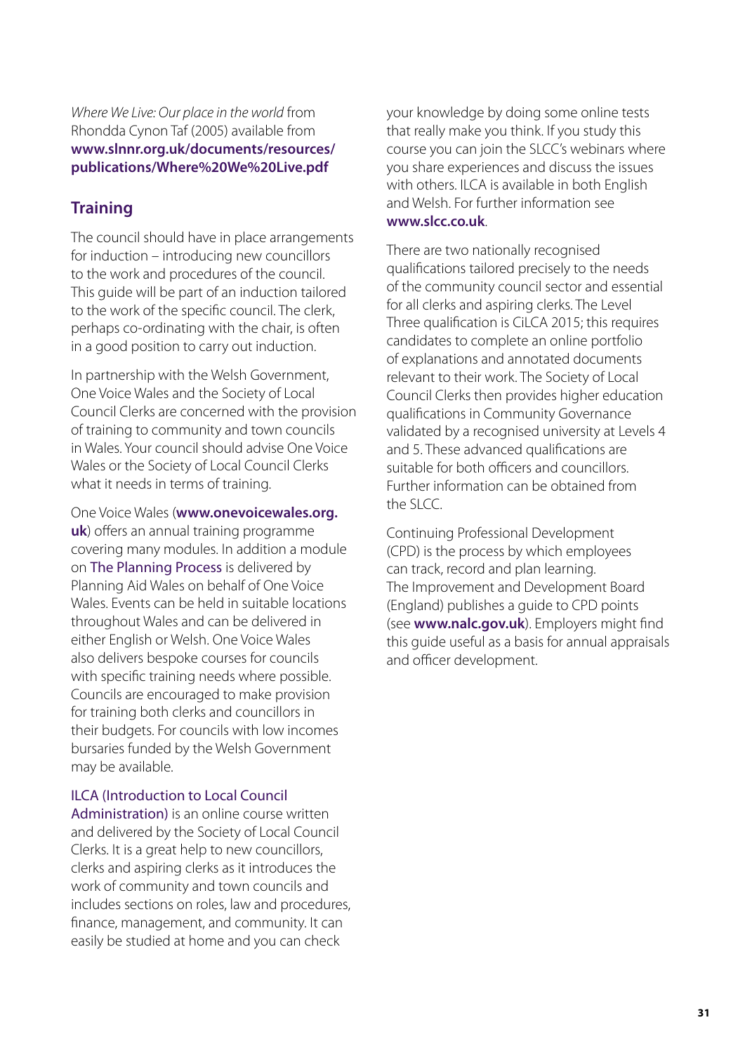*Where We Live: Our place in the world* from Rhondda Cynon Taf (2005) available from **www.slnnr.org.uk/documents/resources/publications/Where%20We%20Live.pdf**

## Training

The council should have in place arrangements for induction – introducing new councillors to the work and procedures of the council. This guide will be part of an induction tailored to the work of the specific council. The clerk, perhaps co-ordinating with the chair, is often in a good position to carry out induction.

In partnership with the Welsh Government, One Voice Wales and the Society of Local Council Clerks are concerned with the provision of training to community and town councils in Wales. Your council should advise One Voice Wales or the Society of Local Council Clerks what it needs in terms of training.

One Voice Wales (**www.onevoicewales.org.uk**) offers an annual training programme covering many modules. In addition a module on The Planning Process is delivered by Planning Aid Wales on behalf of One Voice Wales. Events can be held in suitable locations throughout Wales and can be delivered in either English or Welsh. One Voice Wales also delivers bespoke courses for councils with specific training needs where possible. Councils are encouraged to make provision for training both clerks and councillors in their budgets. For councils with low incomes bursaries funded by the Welsh Government may be available.

ILCA (Introduction to Local Council Administration) is an online course written and delivered by the Society of Local Council Clerks. It is a great help to new councillors, clerks and aspiring clerks as it introduces the work of community and town councils and includes sections on roles, law and procedures, finance, management, and community. It can easily be studied at home and you can check your knowledge by doing some online tests that really make you think. If you study this course you can join the SLCC's webinars where you share experiences and discuss the issues with others. ILCA is available in both English and Welsh. For further information see **www.slcc.co.uk**.

There are two nationally recognised qualifications tailored precisely to the needs of the community council sector and essential for all clerks and aspiring clerks. The Level Three qualification is CiLCA 2015; this requires candidates to complete an online portfolio of explanations and annotated documents relevant to their work. The Society of Local Council Clerks then provides higher education qualifications in Community Governance validated by a recognised university at Levels 4 and 5. These advanced qualifications are suitable for both officers and councillors. Further information can be obtained from the SLCC.

Continuing Professional Development (CPD) is the process by which employees can track, record and plan learning. The Improvement and Development Board (England) publishes a guide to CPD points (see **www.nalc.gov.uk**). Employers might find this guide useful as a basis for annual appraisals and officer development.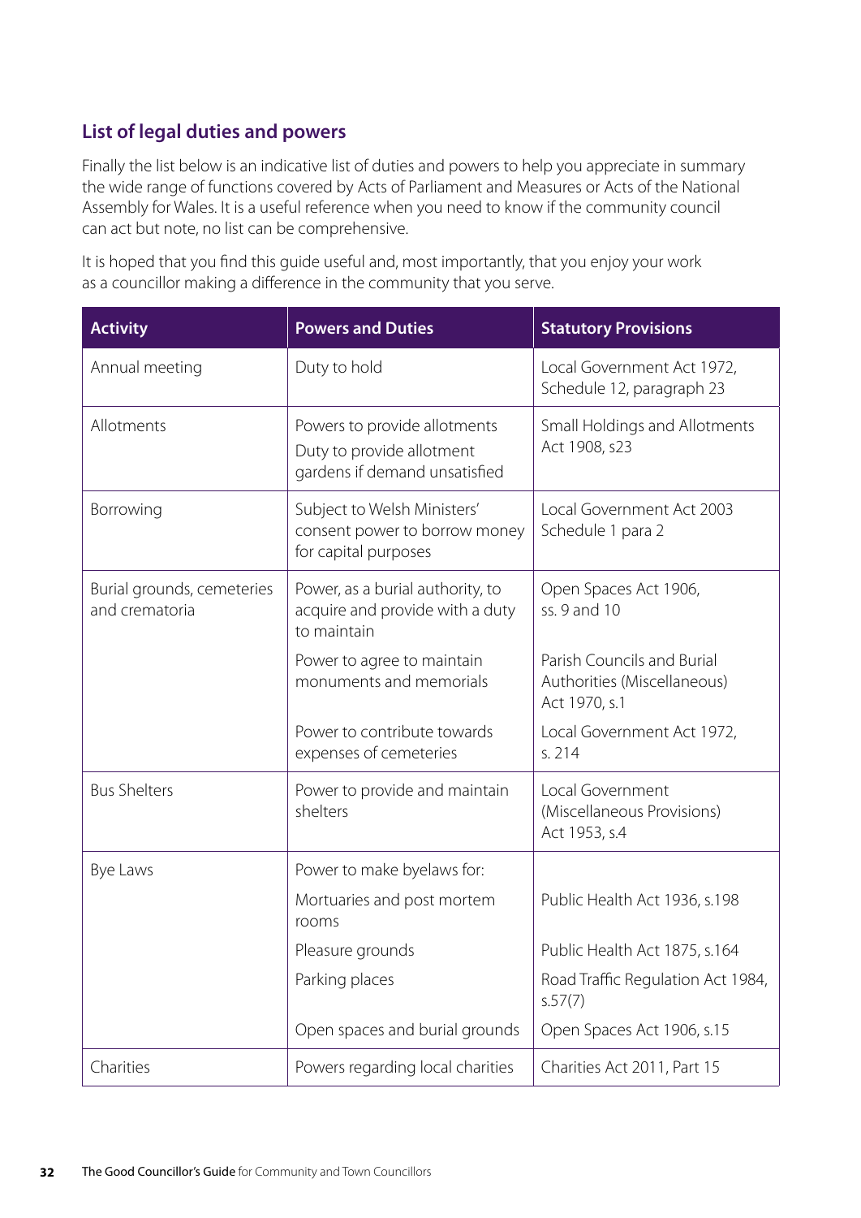## List of legal duties and powers

Finally the list below is an indicative list of duties and powers to help you appreciate in summary the wide range of functions covered by Acts of Parliament and Measures or Acts of the National Assembly for Wales. It is a useful reference when you need to know if the community council can act but note, no list can be comprehensive.

It is hoped that you find this guide useful and, most importantly, that you enjoy your work as a councillor making a difference in the community that you serve.

| Activity | Powers and Duties | Statutory Provisions |
|---|---|---|
| Annual meeting | Duty to hold | Local Government Act 1972, Schedule 12, paragraph 23 |
| Allotments | Powers to provide allotments<br>Duty to provide allotment gardens if demand unsatisfied | Small Holdings and Allotments Act 1908, s23 |
| Borrowing | Subject to Welsh Ministers' consent power to borrow money for capital purposes | Local Government Act 2003 Schedule 1 para 2 |
| Burial grounds, cemeteries and crematoria | Power, as a burial authority, to acquire and provide with a duty to maintain | Open Spaces Act 1906, ss. 9 and 10 |
| | Power to agree to maintain monuments and memorials | Parish Councils and Burial Authorities (Miscellaneous) Act 1970, s.1 |
| | Power to contribute towards expenses of cemeteries | Local Government Act 1972, s. 214 |
| Bus Shelters | Power to provide and maintain shelters | Local Government (Miscellaneous Provisions) Act 1953, s.4 |
| Bye Laws | Power to make byelaws for: | |
| | Mortuaries and post mortem rooms | Public Health Act 1936, s.198 |
| | Pleasure grounds | Public Health Act 1875, s.164 |
| | Parking places | Road Traffic Regulation Act 1984, s.57(7) |
| | Open spaces and burial grounds | Open Spaces Act 1906, s.15 |
| Charities | Powers regarding local charities | Charities Act 2011, Part 15 |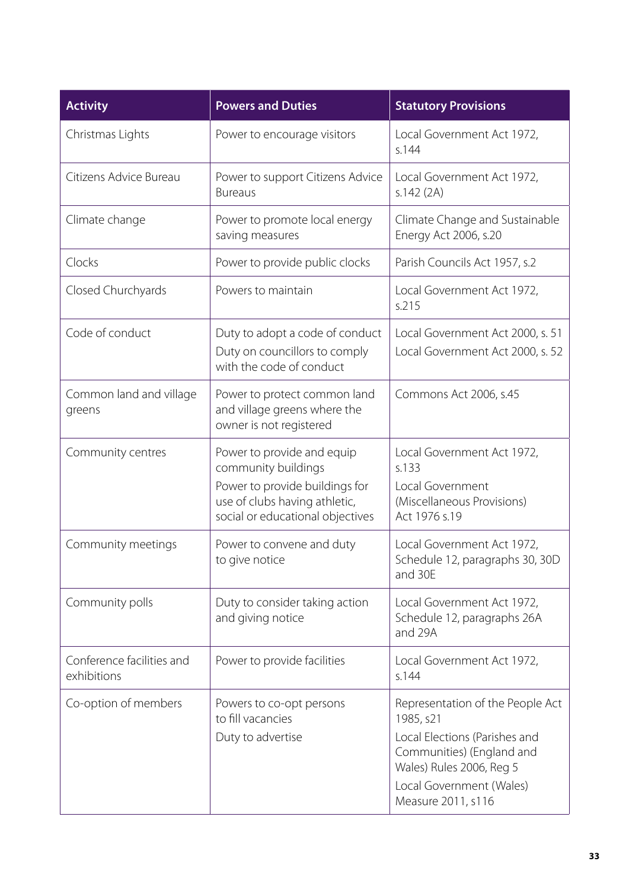| Activity | Powers and Duties | Statutory Provisions |
|---|---|---|
| Christmas Lights | Power to encourage visitors | Local Government Act 1972, s.144 |
| Citizens Advice Bureau | Power to support Citizens Advice Bureaus | Local Government Act 1972, s.142 (2A) |
| Climate change | Power to promote local energy saving measures | Climate Change and Sustainable Energy Act 2006, s.20 |
| Clocks | Power to provide public clocks | Parish Councils Act 1957, s.2 |
| Closed Churchyards | Powers to maintain | Local Government Act 1972, s.215 |
| Code of conduct | Duty to adopt a code of conduct<br>Duty on councillors to comply with the code of conduct | Local Government Act 2000, s. 51<br>Local Government Act 2000, s. 52 |
| Common land and village greens | Power to protect common land and village greens where the owner is not registered | Commons Act 2006, s.45 |
| Community centres | Power to provide and equip community buildings<br>Power to provide buildings for use of clubs having athletic, social or educational objectives | Local Government Act 1972, s.133<br>Local Government (Miscellaneous Provisions) Act 1976 s.19 |
| Community meetings | Power to convene and duty to give notice | Local Government Act 1972, Schedule 12, paragraphs 30, 30D and 30E |
| Community polls | Duty to consider taking action and giving notice | Local Government Act 1972, Schedule 12, paragraphs 26A and 29A |
| Conference facilities and exhibitions | Power to provide facilities | Local Government Act 1972, s.144 |
| Co-option of members | Powers to co-opt persons to fill vacancies<br>Duty to advertise | Representation of the People Act 1985, s21<br>Local Elections (Parishes and Communities) (England and Wales) Rules 2006, Reg 5<br>Local Government (Wales) Measure 2011, s116 |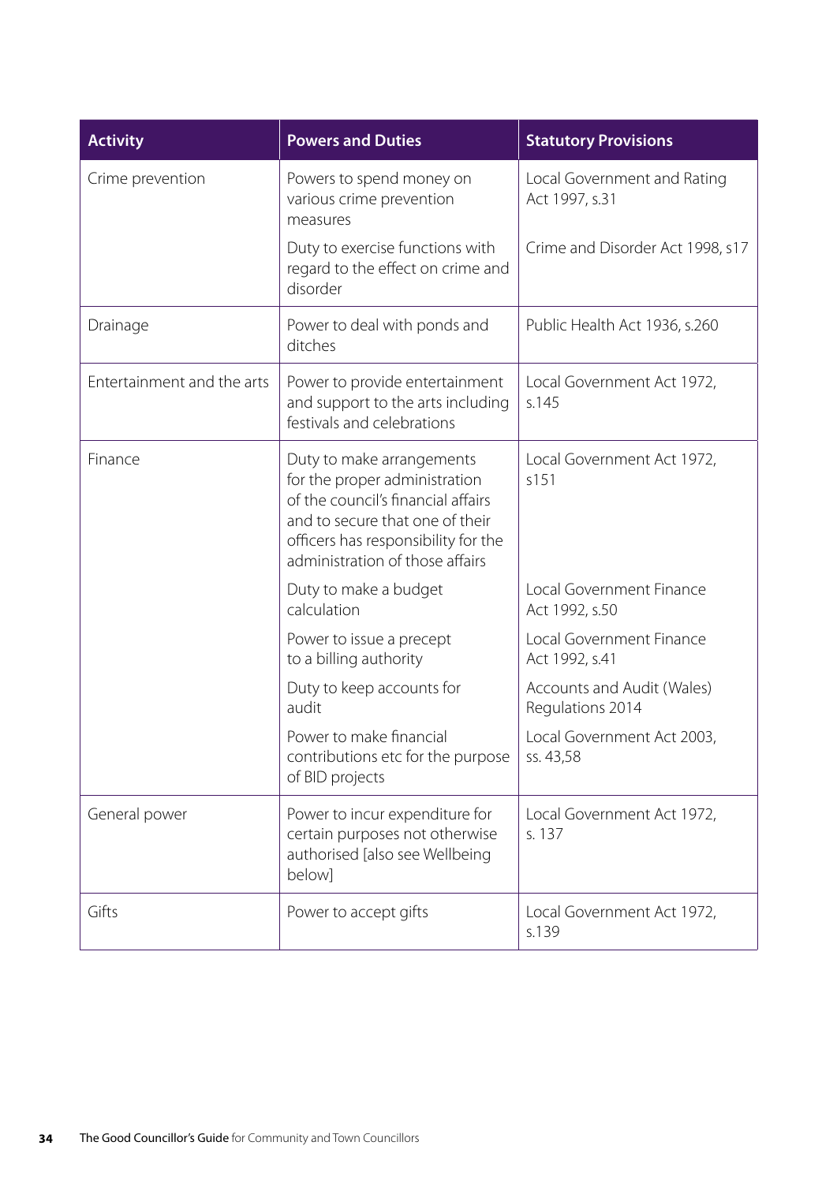| Activity | Powers and Duties | Statutory Provisions |
|---|---|---|
| Crime prevention | Powers to spend money on various crime prevention measures | Local Government and Rating Act 1997, s.31 |
| | Duty to exercise functions with regard to the effect on crime and disorder | Crime and Disorder Act 1998, s17 |
| Drainage | Power to deal with ponds and ditches | Public Health Act 1936, s.260 |
| Entertainment and the arts | Power to provide entertainment and support to the arts including festivals and celebrations | Local Government Act 1972, s.145 |
| Finance | Duty to make arrangements for the proper administration of the council's financial affairs and to secure that one of their officers has responsibility for the administration of those affairs | Local Government Act 1972, s151 |
| | Duty to make a budget calculation | Local Government Finance Act 1992, s.50 |
| | Power to issue a precept to a billing authority | Local Government Finance Act 1992, s.41 |
| | Duty to keep accounts for audit | Accounts and Audit (Wales) Regulations 2014 |
| | Power to make financial contributions etc for the purpose of BID projects | Local Government Act 2003, ss. 43,58 |
| General power | Power to incur expenditure for certain purposes not otherwise authorised [also see Wellbeing below] | Local Government Act 1972, s. 137 |
| Gifts | Power to accept gifts | Local Government Act 1972, s.139 |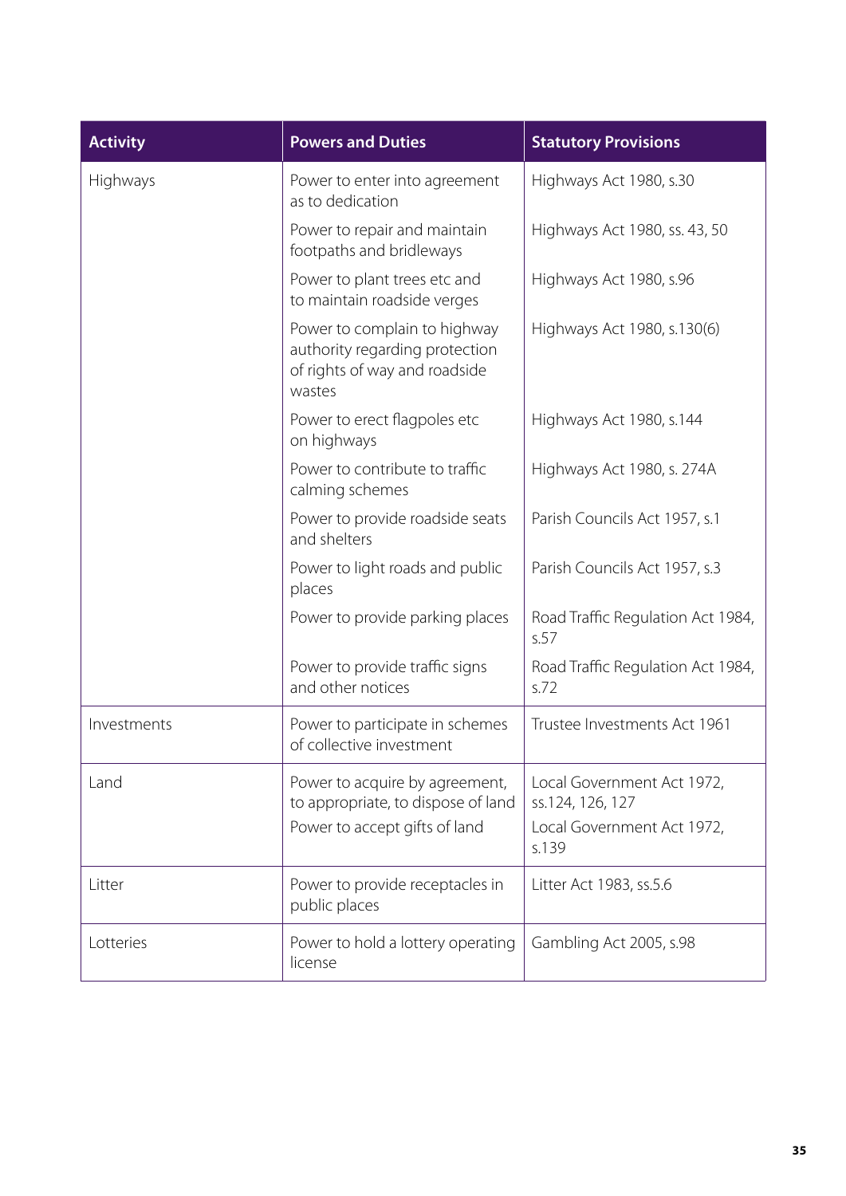| Activity | Powers and Duties | Statutory Provisions |
|---|---|---|
| Highways | Power to enter into agreement as to dedication | Highways Act 1980, s.30 |
| | Power to repair and maintain footpaths and bridleways | Highways Act 1980, ss. 43, 50 |
| | Power to plant trees etc and to maintain roadside verges | Highways Act 1980, s.96 |
| | Power to complain to highway authority regarding protection of rights of way and roadside wastes | Highways Act 1980, s.130(6) |
| | Power to erect flagpoles etc on highways | Highways Act 1980, s.144 |
| | Power to contribute to traffic calming schemes | Highways Act 1980, s. 274A |
| | Power to provide roadside seats and shelters | Parish Councils Act 1957, s.1 |
| | Power to light roads and public places | Parish Councils Act 1957, s.3 |
| | Power to provide parking places | Road Traffic Regulation Act 1984, s.57 |
| | Power to provide traffic signs and other notices | Road Traffic Regulation Act 1984, s.72 |
| Investments | Power to participate in schemes of collective investment | Trustee Investments Act 1961 |
| Land | Power to acquire by agreement, to appropriate, to dispose of land | Local Government Act 1972, ss.124, 126, 127 |
| | Power to accept gifts of land | Local Government Act 1972, s.139 |
| Litter | Power to provide receptacles in public places | Litter Act 1983, ss.5.6 |
| Lotteries | Power to hold a lottery operating license | Gambling Act 2005, s.98 |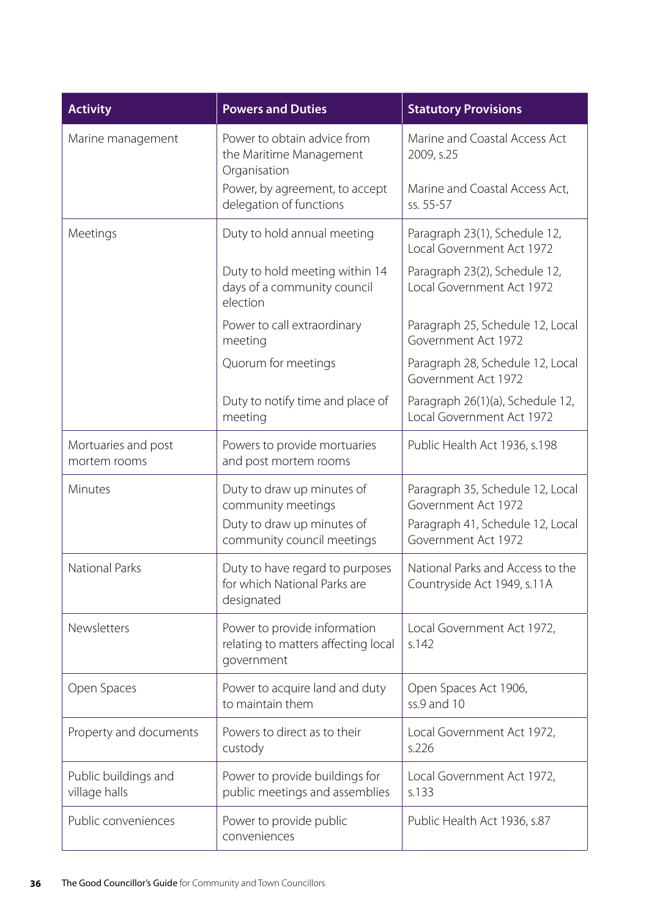| Activity | Powers and Duties | Statutory Provisions |
|---|---|---|
| Marine management | Power to obtain advice from the Maritime Management Organisation | Marine and Coastal Access Act 2009, s.25 |
| | Power, by agreement, to accept delegation of functions | Marine and Coastal Access Act, ss. 55-57 |
| Meetings | Duty to hold annual meeting | Paragraph 23(1), Schedule 12, Local Government Act 1972 |
| | Duty to hold meeting within 14 days of a community council election | Paragraph 23(2), Schedule 12, Local Government Act 1972 |
| | Power to call extraordinary meeting | Paragraph 25, Schedule 12, Local Government Act 1972 |
| | Quorum for meetings | Paragraph 28, Schedule 12, Local Government Act 1972 |
| | Duty to notify time and place of meeting | Paragraph 26(1)(a), Schedule 12, Local Government Act 1972 |
| Mortuaries and post mortem rooms | Powers to provide mortuaries and post mortem rooms | Public Health Act 1936, s.198 |
| Minutes | Duty to draw up minutes of community meetings | Paragraph 35, Schedule 12, Local Government Act 1972 |
| | Duty to draw up minutes of community council meetings | Paragraph 41, Schedule 12, Local Government Act 1972 |
| National Parks | Duty to have regard to purposes for which National Parks are designated | National Parks and Access to the Countryside Act 1949, s.11A |
| Newsletters | Power to provide information relating to matters affecting local government | Local Government Act 1972, s.142 |
| Open Spaces | Power to acquire land and duty to maintain them | Open Spaces Act 1906, ss.9 and 10 |
| Property and documents | Powers to direct as to their custody | Local Government Act 1972, s.226 |
| Public buildings and village halls | Power to provide buildings for public meetings and assemblies | Local Government Act 1972, s.133 |
| Public conveniences | Power to provide public conveniences | Public Health Act 1936, s.87 |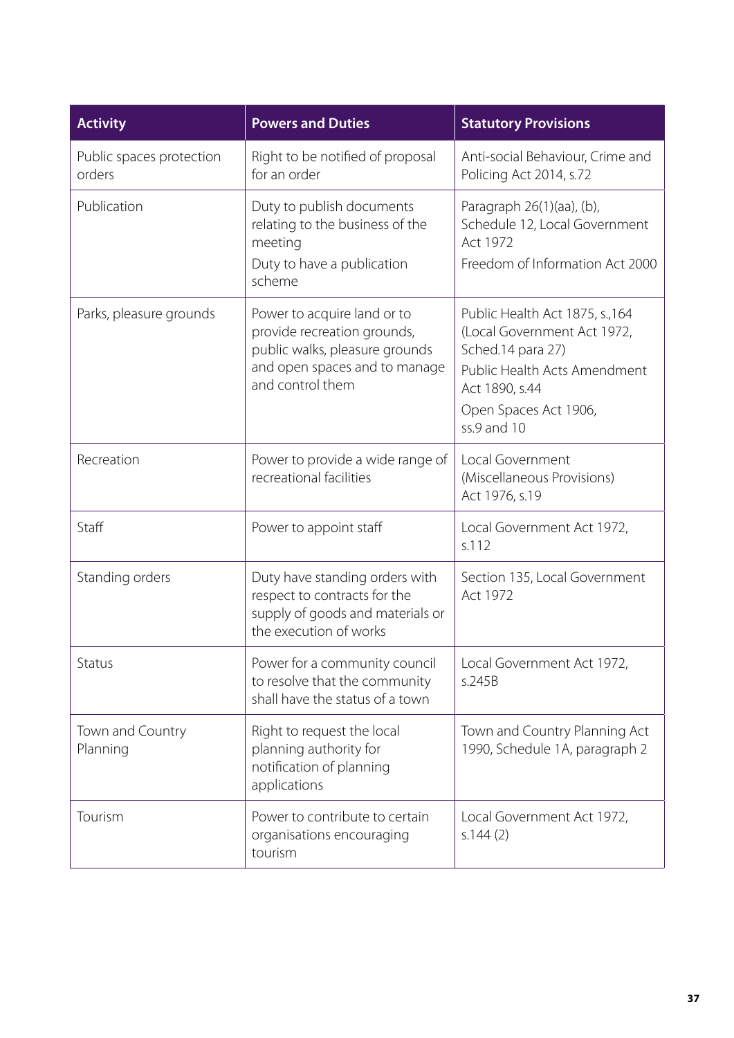| Activity | Powers and Duties | Statutory Provisions |
| --- | --- | --- |
| Public spaces protection orders | Right to be notified of proposal for an order | Anti-social Behaviour, Crime and Policing Act 2014, s.72 |
| Publication | Duty to publish documents relating to the business of the meeting<br>Duty to have a publication scheme | Paragraph 26(1)(aa), (b), Schedule 12, Local Government Act 1972<br>Freedom of Information Act 2000 |
| Parks, pleasure grounds | Power to acquire land or to provide recreation grounds, public walks, pleasure grounds and open spaces and to manage and control them | Public Health Act 1875, s.,164 (Local Government Act 1972, Sched.14 para 27)<br>Public Health Acts Amendment Act 1890, s.44<br>Open Spaces Act 1906, ss.9 and 10 |
| Recreation | Power to provide a wide range of recreational facilities | Local Government (Miscellaneous Provisions) Act 1976, s.19 |
| Staff | Power to appoint staff | Local Government Act 1972, s.112 |
| Standing orders | Duty have standing orders with respect to contracts for the supply of goods and materials or the execution of works | Section 135, Local Government Act 1972 |
| Status | Power for a community council to resolve that the community shall have the status of a town | Local Government Act 1972, s.245B |
| Town and Country Planning | Right to request the local planning authority for notification of planning applications | Town and Country Planning Act 1990, Schedule 1A, paragraph 2 |
| Tourism | Power to contribute to certain organisations encouraging tourism | Local Government Act 1972, s.144 (2) |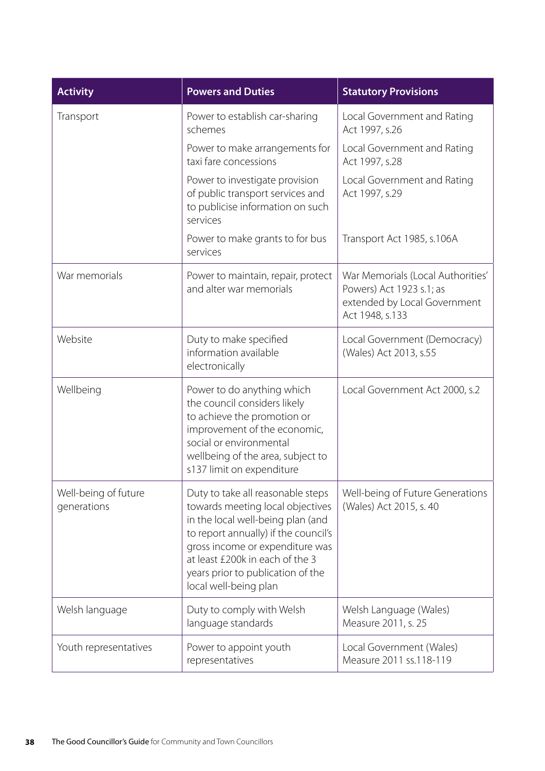| Activity | Powers and Duties | Statutory Provisions |
|---|---|---|
| Transport | Power to establish car-sharing schemes | Local Government and Rating Act 1997, s.26 |
| | Power to make arrangements for taxi fare concessions | Local Government and Rating Act 1997, s.28 |
| | Power to investigate provision of public transport services and to publicise information on such services | Local Government and Rating Act 1997, s.29 |
| | Power to make grants to for bus services | Transport Act 1985, s.106A |
| War memorials | Power to maintain, repair, protect and alter war memorials | War Memorials (Local Authorities' Powers) Act 1923 s.1; as extended by Local Government Act 1948, s.133 |
| Website | Duty to make specified information available electronically | Local Government (Democracy) (Wales) Act 2013, s.55 |
| Wellbeing | Power to do anything which the council considers likely to achieve the promotion or improvement of the economic, social or environmental wellbeing of the area, subject to s137 limit on expenditure | Local Government Act 2000, s.2 |
| Well-being of future generations | Duty to take all reasonable steps towards meeting local objectives in the local well-being plan (and to report annually) if the council's gross income or expenditure was at least £200k in each of the 3 years prior to publication of the local well-being plan | Well-being of Future Generations (Wales) Act 2015, s. 40 |
| Welsh language | Duty to comply with Welsh language standards | Welsh Language (Wales) Measure 2011, s. 25 |
| Youth representatives | Power to appoint youth representatives | Local Government (Wales) Measure 2011 ss.118-119 |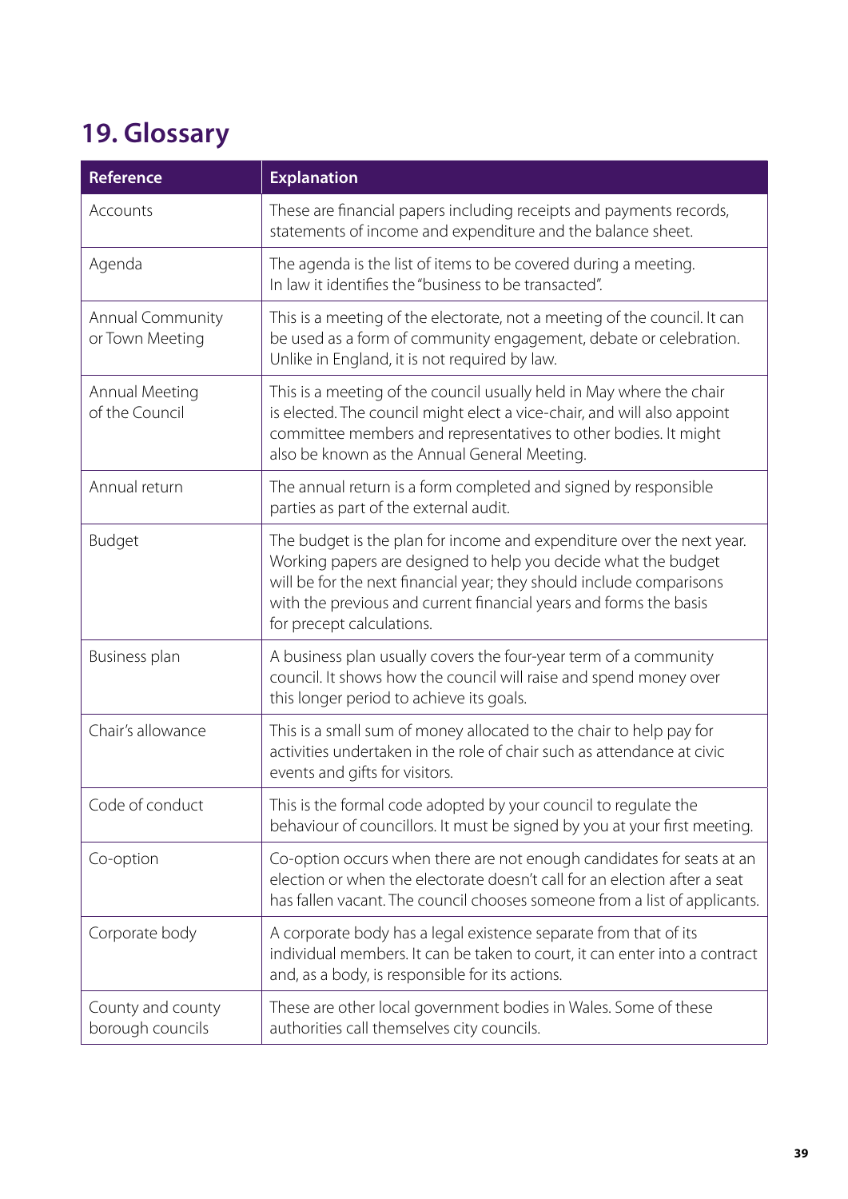# 19. Glossary

| Reference | Explanation |
|---|---|
| Accounts | These are financial papers including receipts and payments records, statements of income and expenditure and the balance sheet. |
| Agenda | The agenda is the list of items to be covered during a meeting. In law it identifies the "business to be transacted". |
| Annual Community or Town Meeting | This is a meeting of the electorate, not a meeting of the council. It can be used as a form of community engagement, debate or celebration. Unlike in England, it is not required by law. |
| Annual Meeting of the Council | This is a meeting of the council usually held in May where the chair is elected. The council might elect a vice-chair, and will also appoint committee members and representatives to other bodies. It might also be known as the Annual General Meeting. |
| Annual return | The annual return is a form completed and signed by responsible parties as part of the external audit. |
| Budget | The budget is the plan for income and expenditure over the next year. Working papers are designed to help you decide what the budget will be for the next financial year; they should include comparisons with the previous and current financial years and forms the basis for precept calculations. |
| Business plan | A business plan usually covers the four-year term of a community council. It shows how the council will raise and spend money over this longer period to achieve its goals. |
| Chair's allowance | This is a small sum of money allocated to the chair to help pay for activities undertaken in the role of chair such as attendance at civic events and gifts for visitors. |
| Code of conduct | This is the formal code adopted by your council to regulate the behaviour of councillors. It must be signed by you at your first meeting. |
| Co-option | Co-option occurs when there are not enough candidates for seats at an election or when the electorate doesn't call for an election after a seat has fallen vacant. The council chooses someone from a list of applicants. |
| Corporate body | A corporate body has a legal existence separate from that of its individual members. It can be taken to court, it can enter into a contract and, as a body, is responsible for its actions. |
| County and county borough councils | These are other local government bodies in Wales. Some of these authorities call themselves city councils. |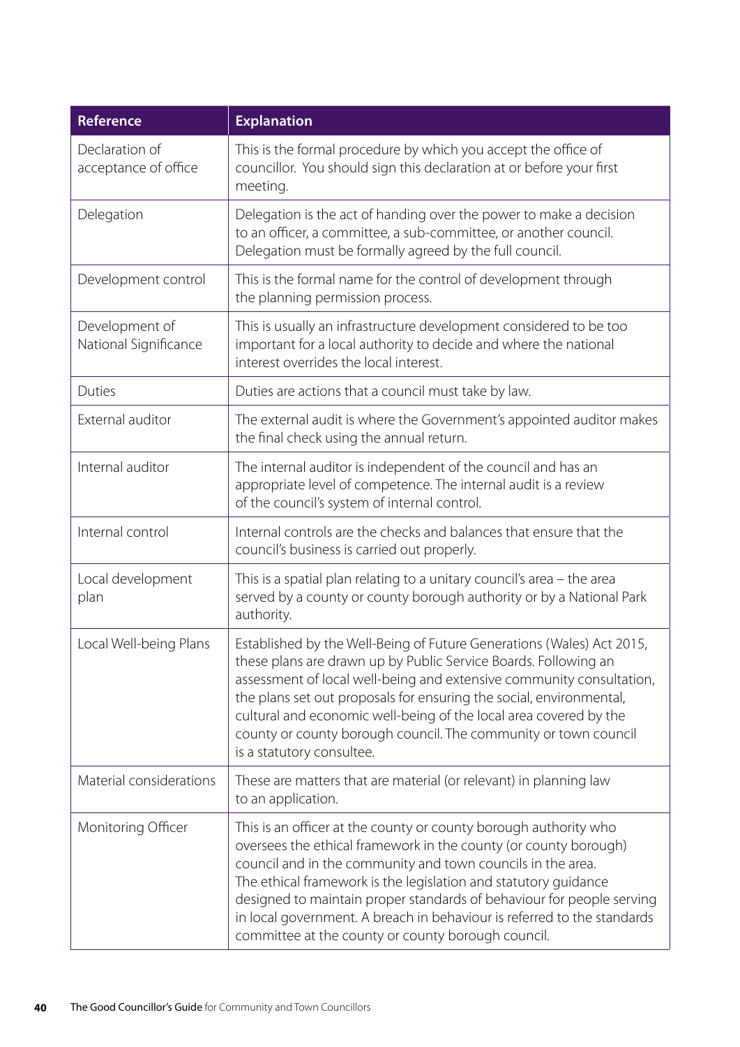| Reference | Explanation |
| --- | --- |
| Declaration of acceptance of office | This is the formal procedure by which you accept the office of councillor. You should sign this declaration at or before your first meeting. |
| Delegation | Delegation is the act of handing over the power to make a decision to an officer, a committee, a sub-committee, or another council. Delegation must be formally agreed by the full council. |
| Development control | This is the formal name for the control of development through the planning permission process. |
| Development of National Significance | This is usually an infrastructure development considered to be too important for a local authority to decide and where the national interest overrides the local interest. |
| Duties | Duties are actions that a council must take by law. |
| External auditor | The external audit is where the Government's appointed auditor makes the final check using the annual return. |
| Internal auditor | The internal auditor is independent of the council and has an appropriate level of competence. The internal audit is a review of the council's system of internal control. |
| Internal control | Internal controls are the checks and balances that ensure that the council's business is carried out properly. |
| Local development plan | This is a spatial plan relating to a unitary council's area – the area served by a county or county borough authority or by a National Park authority. |
| Local Well-being Plans | Established by the Well-Being of Future Generations (Wales) Act 2015, these plans are drawn up by Public Service Boards. Following an assessment of local well-being and extensive community consultation, the plans set out proposals for ensuring the social, environmental, cultural and economic well-being of the local area covered by the county or county borough council. The community or town council is a statutory consultee. |
| Material considerations | These are matters that are material (or relevant) in planning law to an application. |
| Monitoring Officer | This is an officer at the county or county borough authority who oversees the ethical framework in the county (or county borough) council and in the community and town councils in the area. The ethical framework is the legislation and statutory guidance designed to maintain proper standards of behaviour for people serving in local government. A breach in behaviour is referred to the standards committee at the county or county borough council. |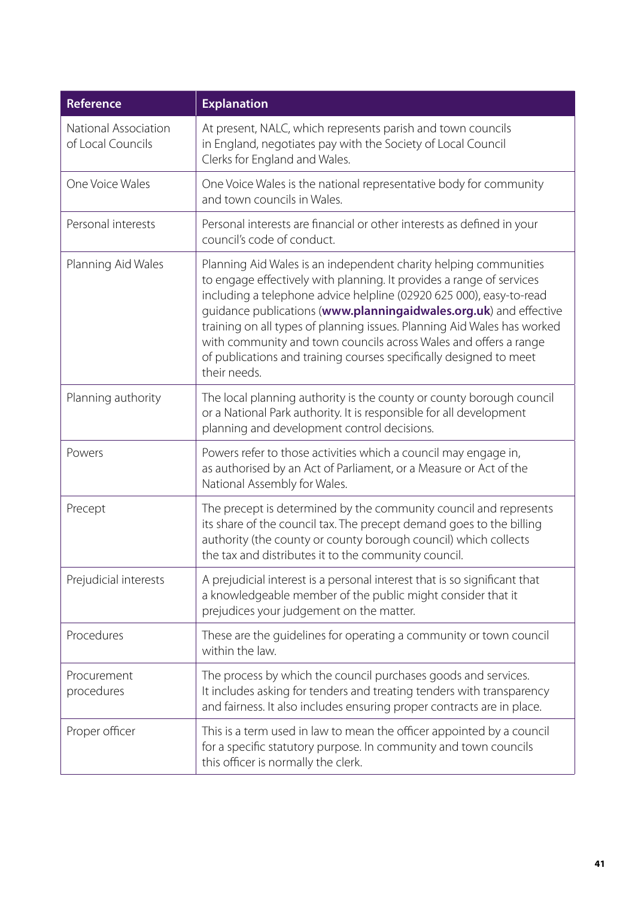| Reference | Explanation |
|---|---|
| National Association of Local Councils | At present, NALC, which represents parish and town councils in England, negotiates pay with the Society of Local Council Clerks for England and Wales. |
| One Voice Wales | One Voice Wales is the national representative body for community and town councils in Wales. |
| Personal interests | Personal interests are financial or other interests as defined in your council's code of conduct. |
| Planning Aid Wales | Planning Aid Wales is an independent charity helping communities to engage effectively with planning. It provides a range of services including a telephone advice helpline (02920 625 000), easy-to-read guidance publications (**www.planningaidwales.org.uk**) and effective training on all types of planning issues. Planning Aid Wales has worked with community and town councils across Wales and offers a range of publications and training courses specifically designed to meet their needs. |
| Planning authority | The local planning authority is the county or county borough council or a National Park authority. It is responsible for all development planning and development control decisions. |
| Powers | Powers refer to those activities which a council may engage in, as authorised by an Act of Parliament, or a Measure or Act of the National Assembly for Wales. |
| Precept | The precept is determined by the community council and represents its share of the council tax. The precept demand goes to the billing authority (the county or county borough council) which collects the tax and distributes it to the community council. |
| Prejudicial interests | A prejudicial interest is a personal interest that is so significant that a knowledgeable member of the public might consider that it prejudices your judgement on the matter. |
| Procedures | These are the guidelines for operating a community or town council within the law. |
| Procurement procedures | The process by which the council purchases goods and services. It includes asking for tenders and treating tenders with transparency and fairness. It also includes ensuring proper contracts are in place. |
| Proper officer | This is a term used in law to mean the officer appointed by a council for a specific statutory purpose. In community and town councils this officer is normally the clerk. |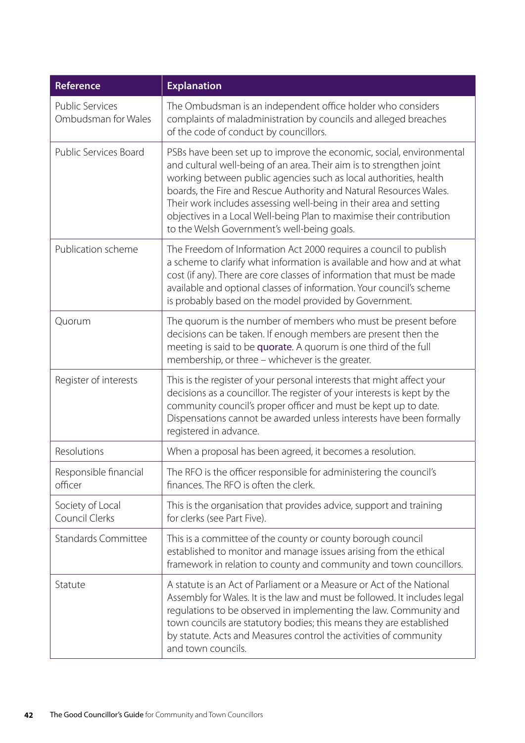| Reference | Explanation |
| --- | --- |
| Public Services Ombudsman for Wales | The Ombudsman is an independent office holder who considers complaints of maladministration by councils and alleged breaches of the code of conduct by councillors. |
| Public Services Board | PSBs have been set up to improve the economic, social, environmental and cultural well-being of an area. Their aim is to strengthen joint working between public agencies such as local authorities, health boards, the Fire and Rescue Authority and Natural Resources Wales. Their work includes assessing well-being in their area and setting objectives in a Local Well-being Plan to maximise their contribution to the Welsh Government's well-being goals. |
| Publication scheme | The Freedom of Information Act 2000 requires a council to publish a scheme to clarify what information is available and how and at what cost (if any). There are core classes of information that must be made available and optional classes of information. Your council's scheme is probably based on the model provided by Government. |
| Quorum | The quorum is the number of members who must be present before decisions can be taken. If enough members are present then the meeting is said to be quorate. A quorum is one third of the full membership, or three – whichever is the greater. |
| Register of interests | This is the register of your personal interests that might affect your decisions as a councillor. The register of your interests is kept by the community council's proper officer and must be kept up to date. Dispensations cannot be awarded unless interests have been formally registered in advance. |
| Resolutions | When a proposal has been agreed, it becomes a resolution. |
| Responsible financial officer | The RFO is the officer responsible for administering the council's finances. The RFO is often the clerk. |
| Society of Local Council Clerks | This is the organisation that provides advice, support and training for clerks (see Part Five). |
| Standards Committee | This is a committee of the county or county borough council established to monitor and manage issues arising from the ethical framework in relation to county and community and town councillors. |
| Statute | A statute is an Act of Parliament or a Measure or Act of the National Assembly for Wales. It is the law and must be followed. It includes legal regulations to be observed in implementing the law. Community and town councils are statutory bodies; this means they are established by statute. Acts and Measures control the activities of community and town councils. |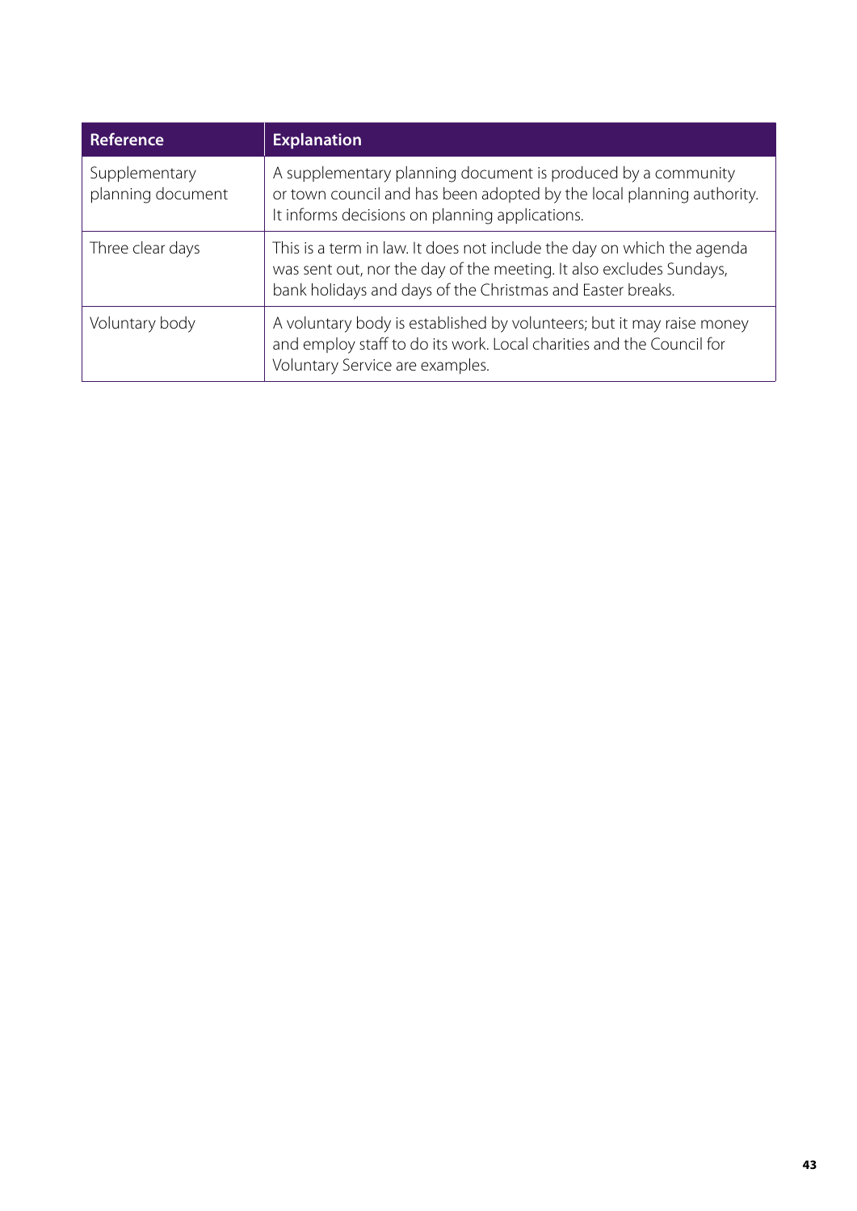| Reference | Explanation |
|---|---|
| Supplementary planning document | A supplementary planning document is produced by a community or town council and has been adopted by the local planning authority. It informs decisions on planning applications. |
| Three clear days | This is a term in law. It does not include the day on which the agenda was sent out, nor the day of the meeting. It also excludes Sundays, bank holidays and days of the Christmas and Easter breaks. |
| Voluntary body | A voluntary body is established by volunteers; but it may raise money and employ staff to do its work. Local charities and the Council for Voluntary Service are examples. |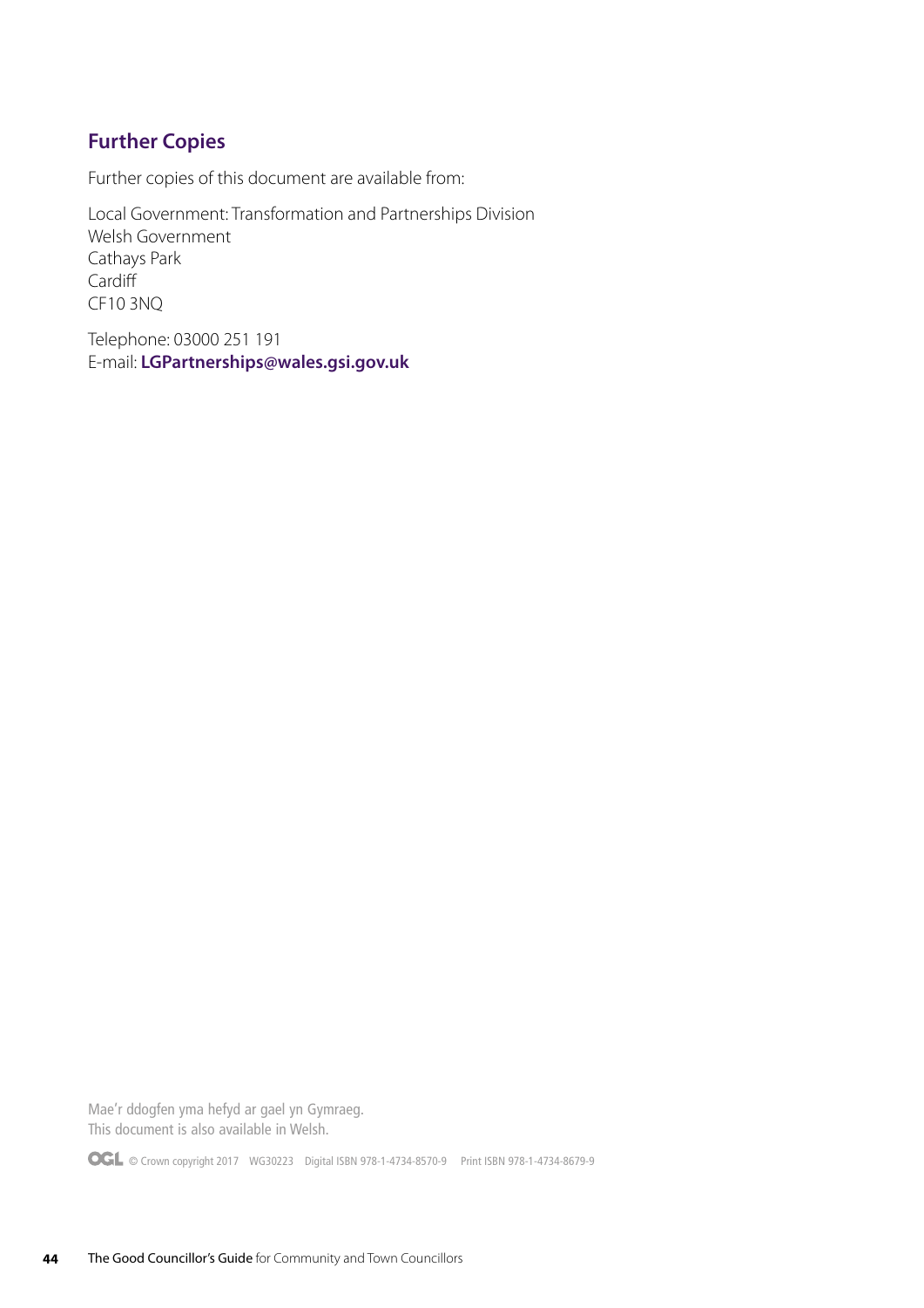## Further Copies

Further copies of this document are available from:

Local Government: Transformation and Partnerships Division
Welsh Government
Cathays Park
Cardiff
CF10 3NQ

Telephone: 03000 251 191
E-mail: **LGPartnerships@wales.gsi.gov.uk**

Mae'r ddogfen yma hefyd ar gael yn Gymraeg.
This document is also available in Welsh.

OGL © Crown copyright 2017 WG30223 Digital ISBN 978-1-4734-8570-9 Print ISBN 978-1-4734-8679-9